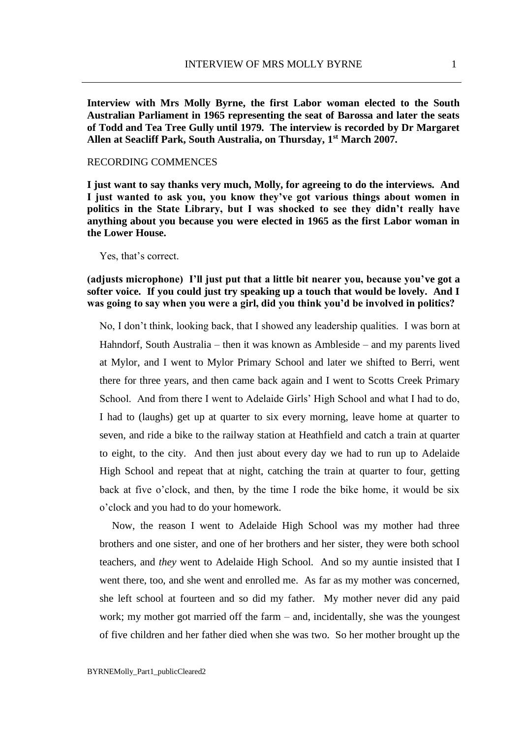**Interview with Mrs Molly Byrne, the first Labor woman elected to the South Australian Parliament in 1965 representing the seat of Barossa and later the seats of Todd and Tea Tree Gully until 1979. The interview is recorded by Dr Margaret Allen at Seacliff Park, South Australia, on Thursday, 1st March 2007.**

RECORDING COMMENCES

**I just want to say thanks very much, Molly, for agreeing to do the interviews. And I just wanted to ask you, you know they've got various things about women in politics in the State Library, but I was shocked to see they didn't really have anything about you because you were elected in 1965 as the first Labor woman in the Lower House.**

Yes, that's correct.

**(adjusts microphone) I'll just put that a little bit nearer you, because you've got a softer voice. If you could just try speaking up a touch that would be lovely. And I was going to say when you were a girl, did you think you'd be involved in politics?**

No, I don't think, looking back, that I showed any leadership qualities. I was born at Hahndorf, South Australia – then it was known as Ambleside – and my parents lived at Mylor, and I went to Mylor Primary School and later we shifted to Berri, went there for three years, and then came back again and I went to Scotts Creek Primary School. And from there I went to Adelaide Girls' High School and what I had to do, I had to (laughs) get up at quarter to six every morning, leave home at quarter to seven, and ride a bike to the railway station at Heathfield and catch a train at quarter to eight, to the city. And then just about every day we had to run up to Adelaide High School and repeat that at night, catching the train at quarter to four, getting back at five o'clock, and then, by the time I rode the bike home, it would be six o'clock and you had to do your homework.

Now, the reason I went to Adelaide High School was my mother had three brothers and one sister, and one of her brothers and her sister, they were both school teachers, and *they* went to Adelaide High School. And so my auntie insisted that I went there, too, and she went and enrolled me. As far as my mother was concerned, she left school at fourteen and so did my father. My mother never did any paid work; my mother got married off the farm – and, incidentally, she was the youngest of five children and her father died when she was two. So her mother brought up the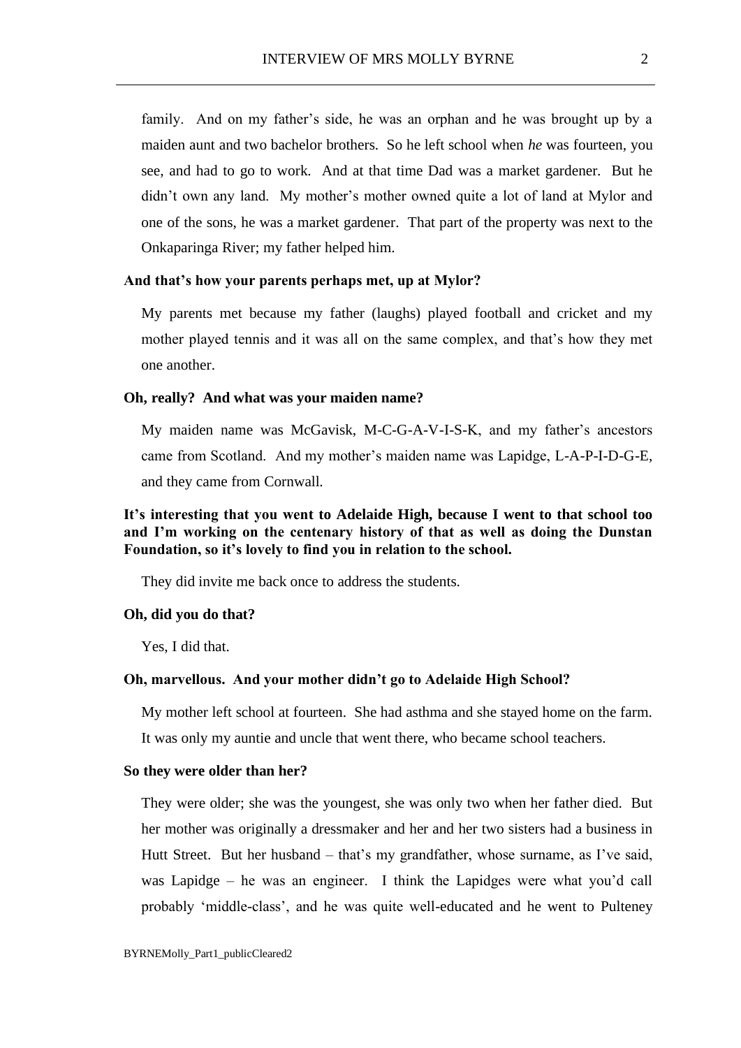family. And on my father's side, he was an orphan and he was brought up by a maiden aunt and two bachelor brothers. So he left school when *he* was fourteen, you see, and had to go to work. And at that time Dad was a market gardener. But he didn't own any land. My mother's mother owned quite a lot of land at Mylor and one of the sons, he was a market gardener. That part of the property was next to the Onkaparinga River; my father helped him.

**And that's how your parents perhaps met, up at Mylor?**

My parents met because my father (laughs) played football and cricket and my mother played tennis and it was all on the same complex, and that's how they met one another.

**Oh, really? And what was your maiden name?**

My maiden name was McGavisk, M-C-G-A-V-I-S-K, and my father's ancestors came from Scotland. And my mother's maiden name was Lapidge, L-A-P-I-D-G-E, and they came from Cornwall.

**It's interesting that you went to Adelaide High, because I went to that school too and I'm working on the centenary history of that as well as doing the Dunstan Foundation, so it's lovely to find you in relation to the school.**

They did invite me back once to address the students.

**Oh, did you do that?**

Yes, I did that.

**Oh, marvellous. And your mother didn't go to Adelaide High School?**

My mother left school at fourteen. She had asthma and she stayed home on the farm. It was only my auntie and uncle that went there, who became school teachers.

**So they were older than her?**

They were older; she was the youngest, she was only two when her father died. But her mother was originally a dressmaker and her and her two sisters had a business in Hutt Street. But her husband – that's my grandfather, whose surname, as I've said, was Lapidge – he was an engineer. I think the Lapidges were what you'd call probably 'middle-class', and he was quite well-educated and he went to Pulteney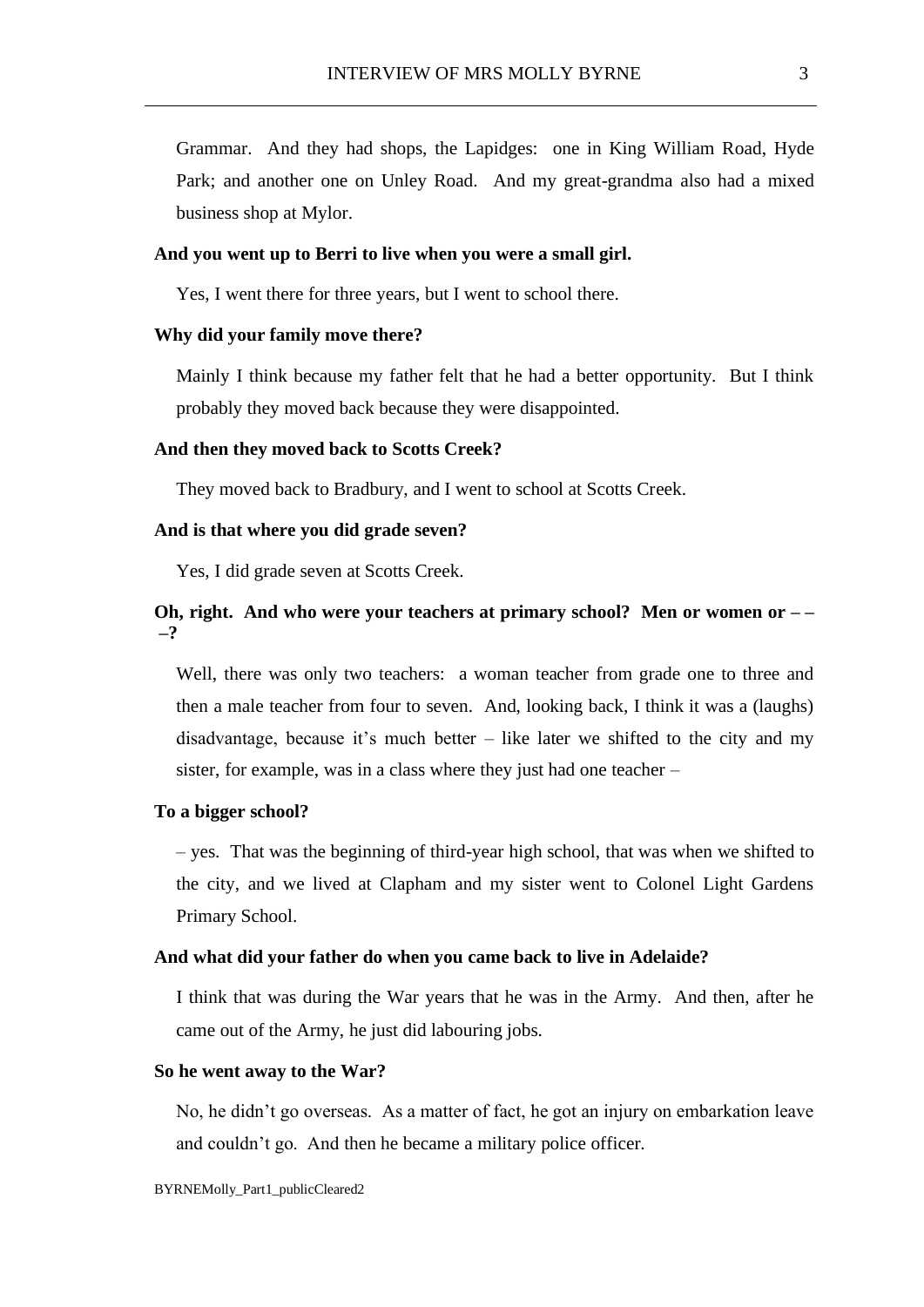Grammar. And they had shops, the Lapidges: one in King William Road, Hyde Park; and another one on Unley Road. And my great-grandma also had a mixed business shop at Mylor.

**And you went up to Berri to live when you were a small girl.**

Yes, I went there for three years, but I went to school there.

**Why did your family move there?**

Mainly I think because my father felt that he had a better opportunity. But I think probably they moved back because they were disappointed.

**And then they moved back to Scotts Creek?**

They moved back to Bradbury, and I went to school at Scotts Creek.

**And is that where you did grade seven?**

Yes, I did grade seven at Scotts Creek.

**Oh, right. And who were your teachers at primary school? Men or women or – – –?**

Well, there was only two teachers: a woman teacher from grade one to three and then a male teacher from four to seven. And, looking back, I think it was a (laughs) disadvantage, because it's much better – like later we shifted to the city and my sister, for example, was in a class where they just had one teacher –

**To a bigger school?**

– yes. That was the beginning of third-year high school, that was when we shifted to the city, and we lived at Clapham and my sister went to Colonel Light Gardens Primary School.

**And what did your father do when you came back to live in Adelaide?**

I think that was during the War years that he was in the Army. And then, after he came out of the Army, he just did labouring jobs.

**So he went away to the War?**

No, he didn't go overseas. As a matter of fact, he got an injury on embarkation leave and couldn't go. And then he became a military police officer.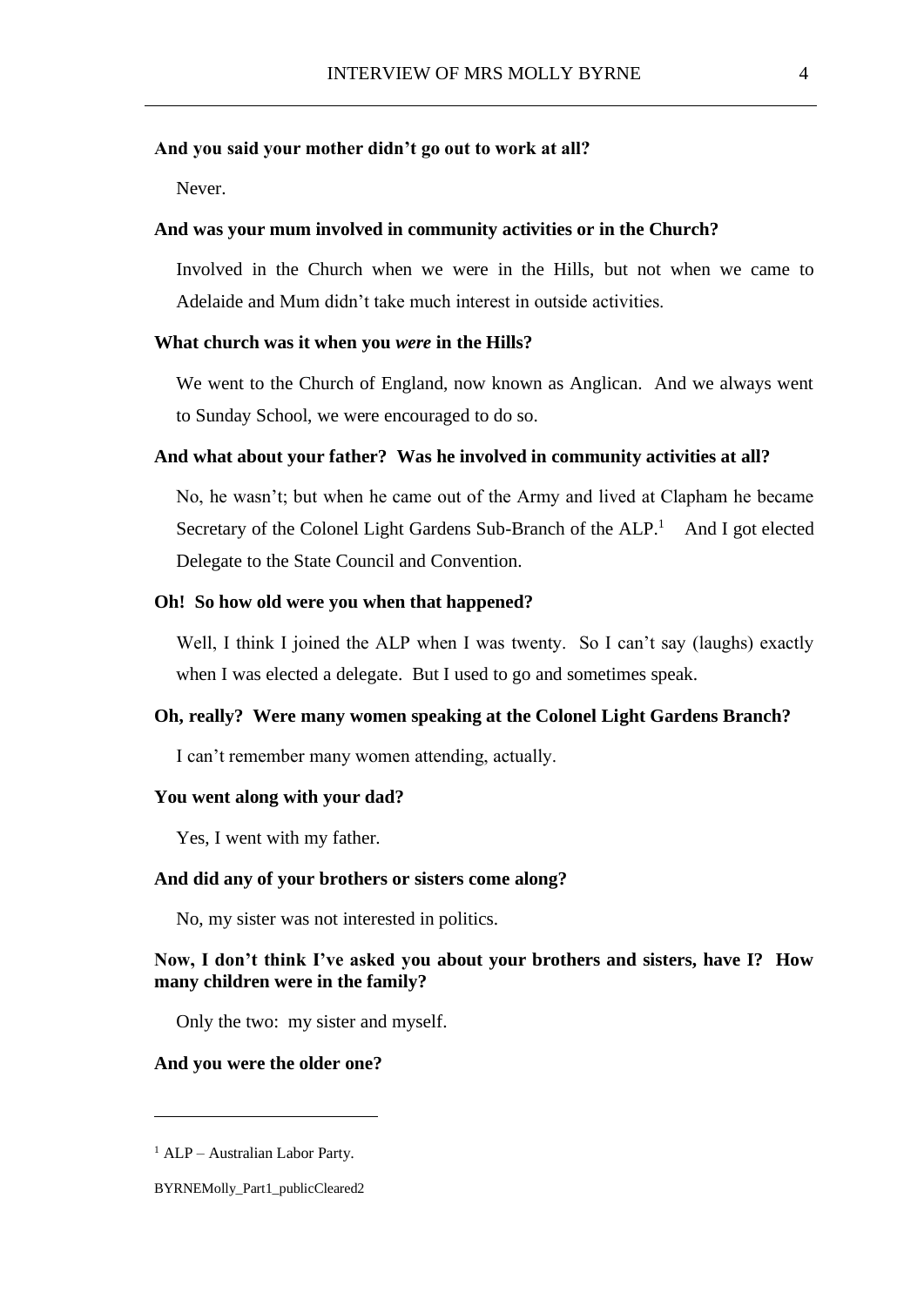**And you said your mother didn't go out to work at all?**

Never.

**And was your mum involved in community activities or in the Church?**

Involved in the Church when we were in the Hills, but not when we came to Adelaide and Mum didn't take much interest in outside activities.

**What church was it when you *were* in the Hills?**

We went to the Church of England, now known as Anglican. And we always went to Sunday School, we were encouraged to do so.

**And what about your father? Was he involved in community activities at all?**

No, he wasn't; but when he came out of the Army and lived at Clapham he became Secretary of the Colonel Light Gardens Sub-Branch of the ALP.[1] And I got elected Delegate to the State Council and Convention.

**Oh! So how old were you when that happened?**

Well, I think I joined the ALP when I was twenty. So I can't say (laughs) exactly when I was elected a delegate. But I used to go and sometimes speak.

**Oh, really? Were many women speaking at the Colonel Light Gardens Branch?**

I can't remember many women attending, actually.

**You went along with your dad?**

Yes, I went with my father.

**And did any of your brothers or sisters come along?**

No, my sister was not interested in politics.

**Now, I don't think I've asked you about your brothers and sisters, have I? How many children were in the family?**

Only the two: my sister and myself.

**And you were the older one?**

---

[1] ALP – Australian Labor Party.

BYRNEMolly_Part1_publicCleared2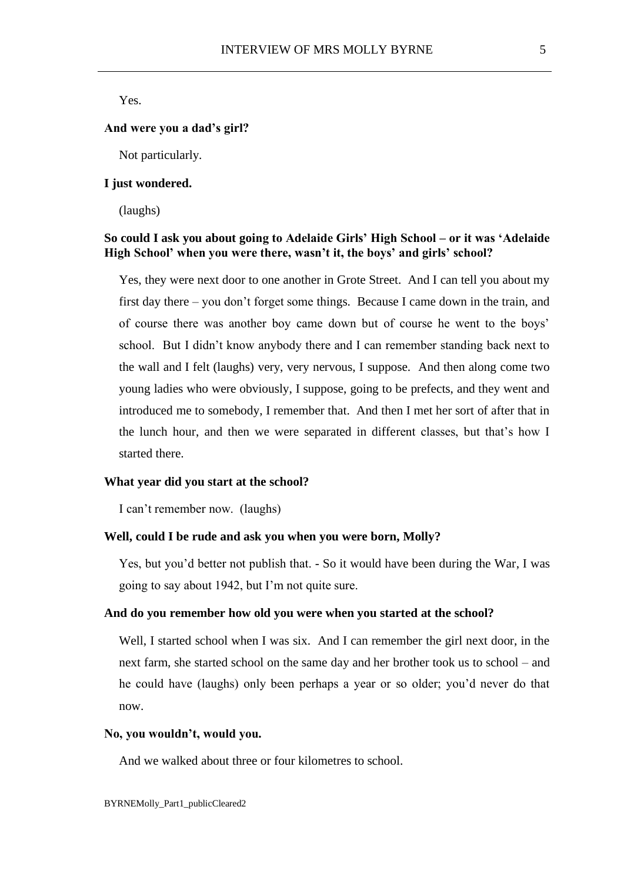Yes.

**And were you a dad's girl?**

Not particularly.

**I just wondered.**

(laughs)

**So could I ask you about going to Adelaide Girls' High School – or it was 'Adelaide High School' when you were there, wasn't it, the boys' and girls' school?**

Yes, they were next door to one another in Grote Street. And I can tell you about my first day there – you don't forget some things. Because I came down in the train, and of course there was another boy came down but of course he went to the boys' school. But I didn't know anybody there and I can remember standing back next to the wall and I felt (laughs) very, very nervous, I suppose. And then along come two young ladies who were obviously, I suppose, going to be prefects, and they went and introduced me to somebody, I remember that. And then I met her sort of after that in the lunch hour, and then we were separated in different classes, but that's how I started there.

**What year did you start at the school?**

I can't remember now. (laughs)

**Well, could I be rude and ask you when you were born, Molly?**

Yes, but you'd better not publish that. - So it would have been during the War, I was going to say about 1942, but I'm not quite sure.

**And do you remember how old you were when you started at the school?**

Well, I started school when I was six. And I can remember the girl next door, in the next farm, she started school on the same day and her brother took us to school – and he could have (laughs) only been perhaps a year or so older; you'd never do that now.

**No, you wouldn't, would you.**

And we walked about three or four kilometres to school.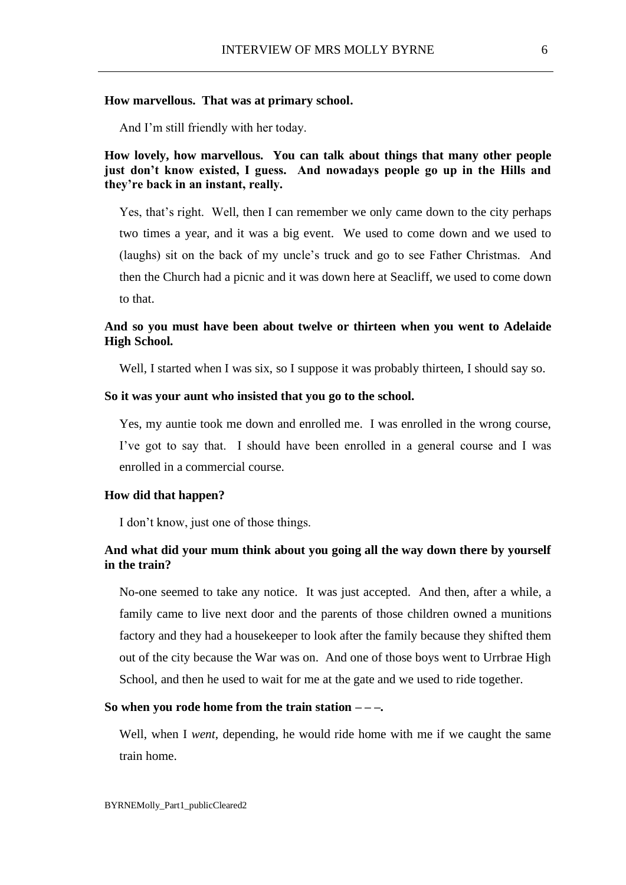**How marvellous. That was at primary school.**

And I'm still friendly with her today.

**How lovely, how marvellous. You can talk about things that many other people just don't know existed, I guess. And nowadays people go up in the Hills and they're back in an instant, really.**

Yes, that's right. Well, then I can remember we only came down to the city perhaps two times a year, and it was a big event. We used to come down and we used to (laughs) sit on the back of my uncle's truck and go to see Father Christmas. And then the Church had a picnic and it was down here at Seacliff, we used to come down to that.

**And so you must have been about twelve or thirteen when you went to Adelaide High School.**

Well, I started when I was six, so I suppose it was probably thirteen, I should say so.

**So it was your aunt who insisted that you go to the school.**

Yes, my auntie took me down and enrolled me. I was enrolled in the wrong course, I've got to say that. I should have been enrolled in a general course and I was enrolled in a commercial course.

**How did that happen?**

I don't know, just one of those things.

**And what did your mum think about you going all the way down there by yourself in the train?**

No-one seemed to take any notice. It was just accepted. And then, after a while, a family came to live next door and the parents of those children owned a munitions factory and they had a housekeeper to look after the family because they shifted them out of the city because the War was on. And one of those boys went to Urrbrae High School, and then he used to wait for me at the gate and we used to ride together.

**So when you rode home from the train station – – –.**

Well, when I *went*, depending, he would ride home with me if we caught the same train home.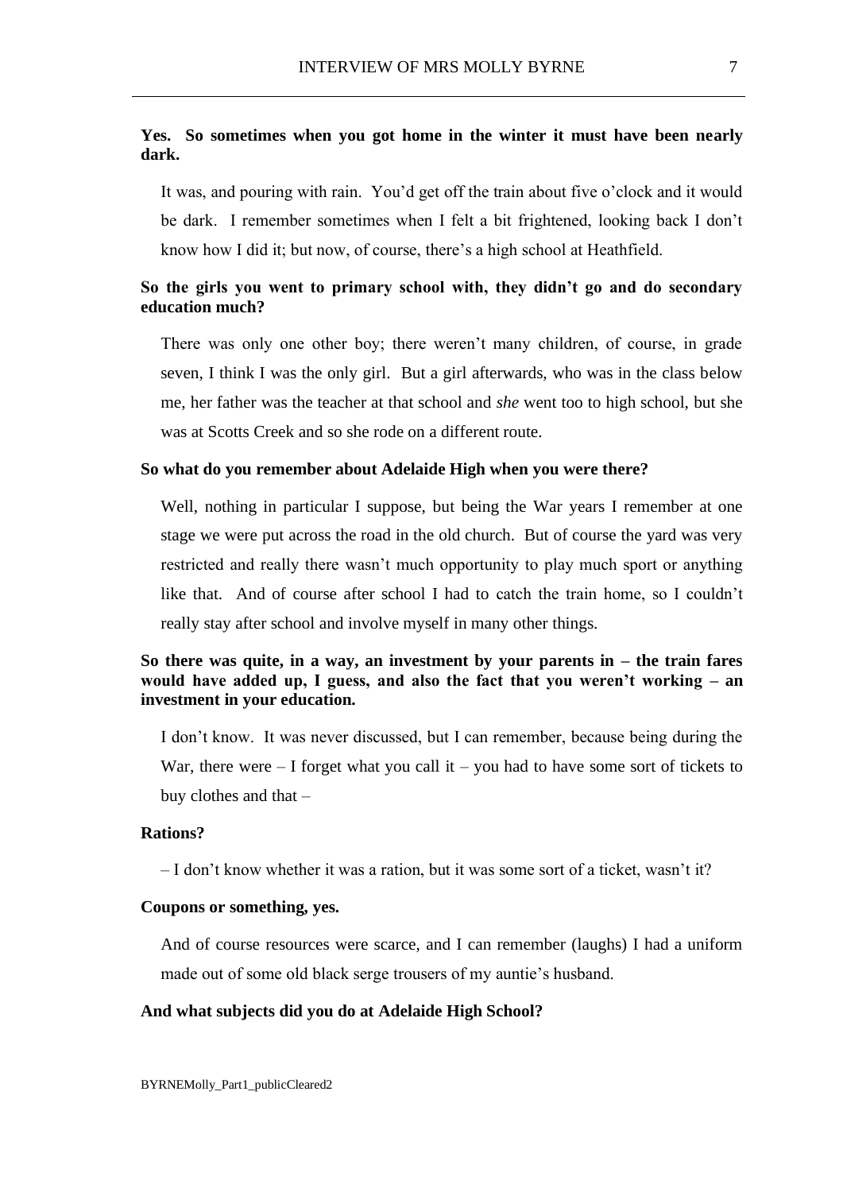**Yes. So sometimes when you got home in the winter it must have been nearly dark.**

It was, and pouring with rain. You'd get off the train about five o'clock and it would be dark. I remember sometimes when I felt a bit frightened, looking back I don't know how I did it; but now, of course, there's a high school at Heathfield.

**So the girls you went to primary school with, they didn't go and do secondary education much?**

There was only one other boy; there weren't many children, of course, in grade seven, I think I was the only girl. But a girl afterwards, who was in the class below me, her father was the teacher at that school and *she* went too to high school, but she was at Scotts Creek and so she rode on a different route.

**So what do you remember about Adelaide High when you were there?**

Well, nothing in particular I suppose, but being the War years I remember at one stage we were put across the road in the old church. But of course the yard was very restricted and really there wasn't much opportunity to play much sport or anything like that. And of course after school I had to catch the train home, so I couldn't really stay after school and involve myself in many other things.

**So there was quite, in a way, an investment by your parents in – the train fares would have added up, I guess, and also the fact that you weren't working – an investment in your education.**

I don't know. It was never discussed, but I can remember, because being during the War, there were – I forget what you call it – you had to have some sort of tickets to buy clothes and that –

**Rations?**

– I don't know whether it was a ration, but it was some sort of a ticket, wasn't it?

**Coupons or something, yes.**

And of course resources were scarce, and I can remember (laughs) I had a uniform made out of some old black serge trousers of my auntie's husband.

**And what subjects did you do at Adelaide High School?**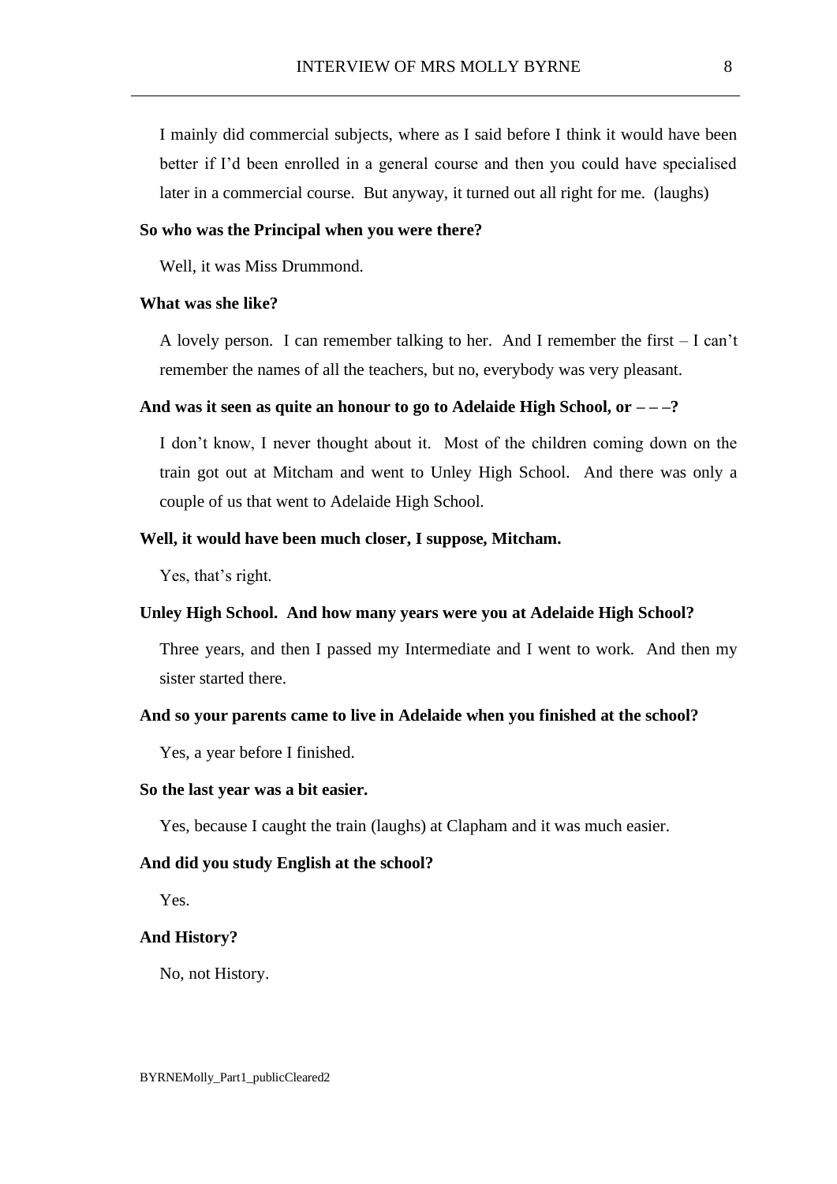I mainly did commercial subjects, where as I said before I think it would have been better if I'd been enrolled in a general course and then you could have specialised later in a commercial course. But anyway, it turned out all right for me. (laughs)

**So who was the Principal when you were there?**

Well, it was Miss Drummond.

**What was she like?**

A lovely person. I can remember talking to her. And I remember the first – I can't remember the names of all the teachers, but no, everybody was very pleasant.

**And was it seen as quite an honour to go to Adelaide High School, or – – –?**

I don't know, I never thought about it. Most of the children coming down on the train got out at Mitcham and went to Unley High School. And there was only a couple of us that went to Adelaide High School.

**Well, it would have been much closer, I suppose, Mitcham.**

Yes, that's right.

**Unley High School. And how many years were you at Adelaide High School?**

Three years, and then I passed my Intermediate and I went to work. And then my sister started there.

**And so your parents came to live in Adelaide when you finished at the school?**

Yes, a year before I finished.

**So the last year was a bit easier.**

Yes, because I caught the train (laughs) at Clapham and it was much easier.

**And did you study English at the school?**

Yes.

**And History?**

No, not History.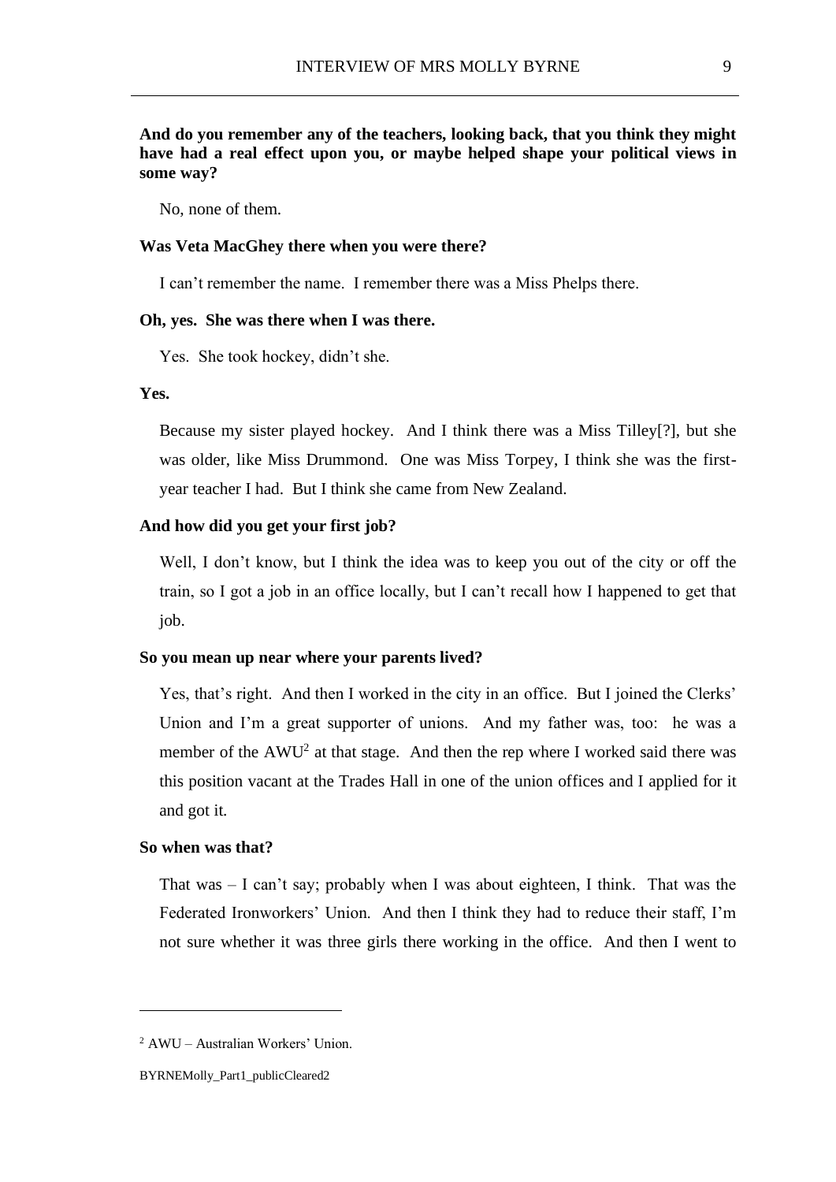**And do you remember any of the teachers, looking back, that you think they might have had a real effect upon you, or maybe helped shape your political views in some way?**

No, none of them.

**Was Veta MacGhey there when you were there?**

I can't remember the name. I remember there was a Miss Phelps there.

**Oh, yes. She was there when I was there.**

Yes. She took hockey, didn't she.

**Yes.**

Because my sister played hockey. And I think there was a Miss Tilley[?], but she was older, like Miss Drummond. One was Miss Torpey, I think she was the first-year teacher I had. But I think she came from New Zealand.

**And how did you get your first job?**

Well, I don't know, but I think the idea was to keep you out of the city or off the train, so I got a job in an office locally, but I can't recall how I happened to get that job.

**So you mean up near where your parents lived?**

Yes, that's right. And then I worked in the city in an office. But I joined the Clerks' Union and I'm a great supporter of unions. And my father was, too: he was a member of the AWU[2] at that stage. And then the rep where I worked said there was this position vacant at the Trades Hall in one of the union offices and I applied for it and got it.

**So when was that?**

That was – I can't say; probably when I was about eighteen, I think. That was the Federated Ironworkers' Union. And then I think they had to reduce their staff, I'm not sure whether it was three girls there working in the office. And then I went to

---

[2] AWU – Australian Workers' Union.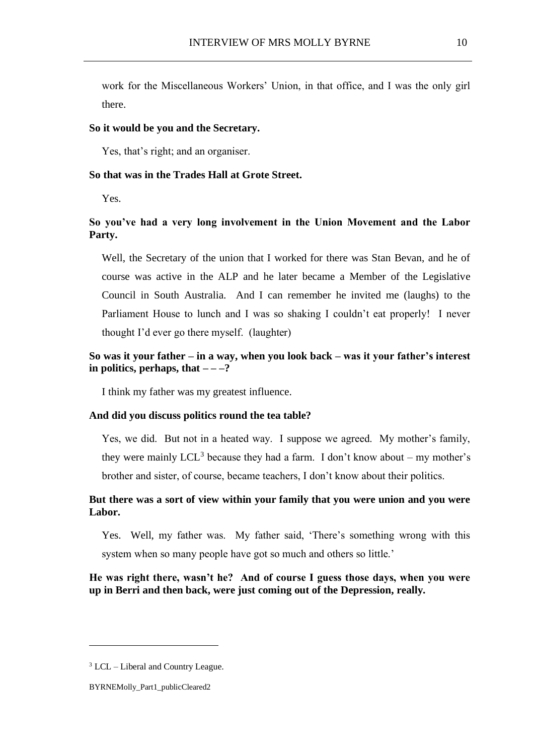work for the Miscellaneous Workers' Union, in that office, and I was the only girl there.

**So it would be you and the Secretary.**

Yes, that's right; and an organiser.

**So that was in the Trades Hall at Grote Street.**

Yes.

**So you've had a very long involvement in the Union Movement and the Labor Party.**

Well, the Secretary of the union that I worked for there was Stan Bevan, and he of course was active in the ALP and he later became a Member of the Legislative Council in South Australia. And I can remember he invited me (laughs) to the Parliament House to lunch and I was so shaking I couldn't eat properly! I never thought I'd ever go there myself. (laughter)

**So was it your father – in a way, when you look back – was it your father's interest in politics, perhaps, that – – –?**

I think my father was my greatest influence.

**And did you discuss politics round the tea table?**

Yes, we did. But not in a heated way. I suppose we agreed. My mother's family, they were mainly LCL[3] because they had a farm. I don't know about – my mother's brother and sister, of course, became teachers, I don't know about their politics.

**But there was a sort of view within your family that you were union and you were Labor.**

Yes. Well, my father was. My father said, 'There's something wrong with this system when so many people have got so much and others so little.'

**He was right there, wasn't he? And of course I guess those days, when you were up in Berri and then back, were just coming out of the Depression, really.**

---

[3] LCL – Liberal and Country League.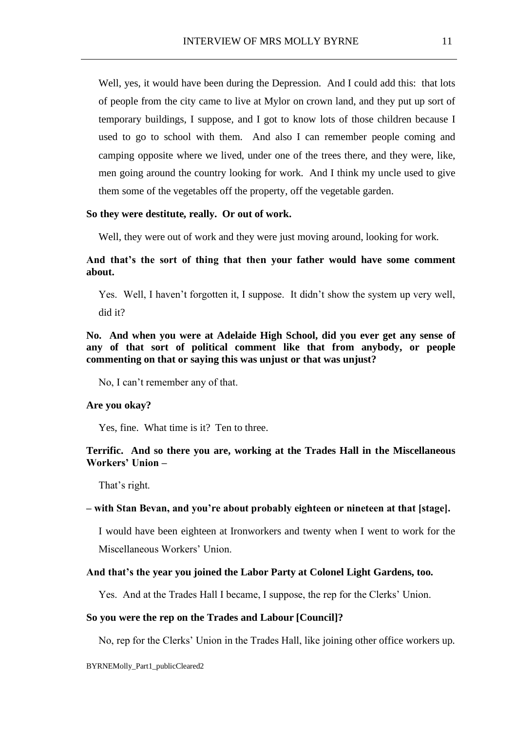Well, yes, it would have been during the Depression. And I could add this: that lots of people from the city came to live at Mylor on crown land, and they put up sort of temporary buildings, I suppose, and I got to know lots of those children because I used to go to school with them. And also I can remember people coming and camping opposite where we lived, under one of the trees there, and they were, like, men going around the country looking for work. And I think my uncle used to give them some of the vegetables off the property, off the vegetable garden.

**So they were destitute, really. Or out of work.**

Well, they were out of work and they were just moving around, looking for work.

**And that's the sort of thing that then your father would have some comment about.**

Yes. Well, I haven't forgotten it, I suppose. It didn't show the system up very well, did it?

**No. And when you were at Adelaide High School, did you ever get any sense of any of that sort of political comment like that from anybody, or people commenting on that or saying this was unjust or that was unjust?**

No, I can't remember any of that.

**Are you okay?**

Yes, fine. What time is it? Ten to three.

**Terrific. And so there you are, working at the Trades Hall in the Miscellaneous Workers' Union –**

That's right.

**– with Stan Bevan, and you're about probably eighteen or nineteen at that [stage].**

I would have been eighteen at Ironworkers and twenty when I went to work for the Miscellaneous Workers' Union.

**And that's the year you joined the Labor Party at Colonel Light Gardens, too.**

Yes. And at the Trades Hall I became, I suppose, the rep for the Clerks' Union.

**So you were the rep on the Trades and Labour [Council]?**

No, rep for the Clerks' Union in the Trades Hall, like joining other office workers up.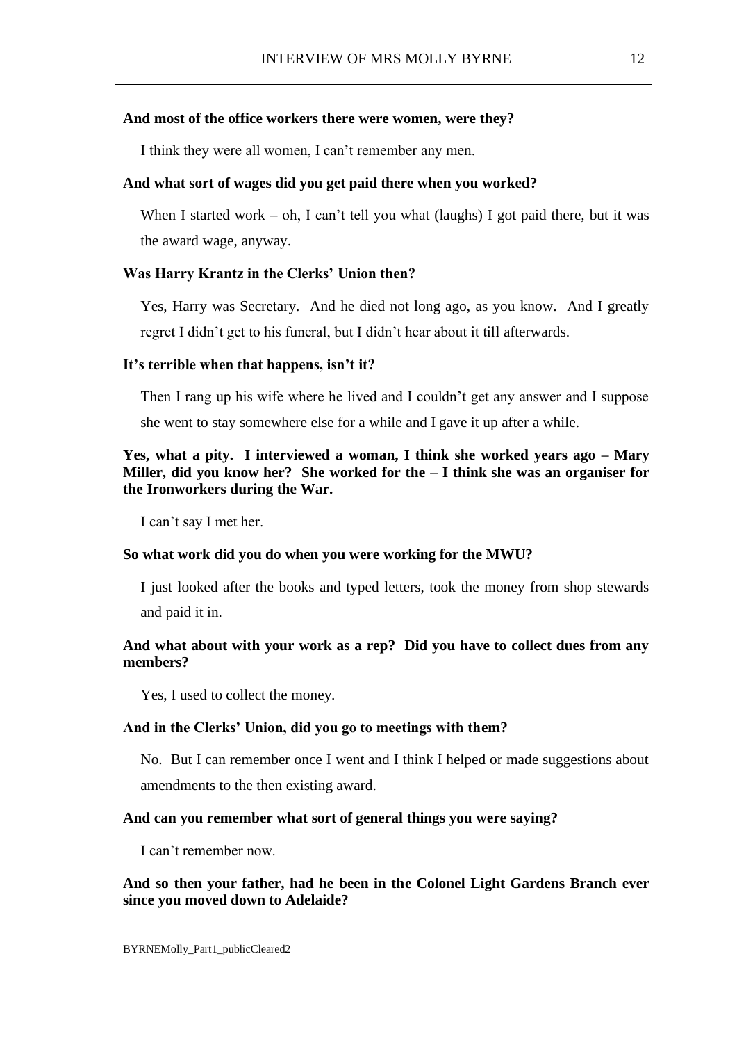**And most of the office workers there were women, were they?**

I think they were all women, I can't remember any men.

**And what sort of wages did you get paid there when you worked?**

When I started work – oh, I can't tell you what (laughs) I got paid there, but it was the award wage, anyway.

**Was Harry Krantz in the Clerks' Union then?**

Yes, Harry was Secretary. And he died not long ago, as you know. And I greatly regret I didn't get to his funeral, but I didn't hear about it till afterwards.

**It's terrible when that happens, isn't it?**

Then I rang up his wife where he lived and I couldn't get any answer and I suppose she went to stay somewhere else for a while and I gave it up after a while.

**Yes, what a pity. I interviewed a woman, I think she worked years ago – Mary Miller, did you know her? She worked for the – I think she was an organiser for the Ironworkers during the War.**

I can't say I met her.

**So what work did you do when you were working for the MWU?**

I just looked after the books and typed letters, took the money from shop stewards and paid it in.

**And what about with your work as a rep? Did you have to collect dues from any members?**

Yes, I used to collect the money.

**And in the Clerks' Union, did you go to meetings with them?**

No. But I can remember once I went and I think I helped or made suggestions about amendments to the then existing award.

**And can you remember what sort of general things you were saying?**

I can't remember now.

**And so then your father, had he been in the Colonel Light Gardens Branch ever since you moved down to Adelaide?**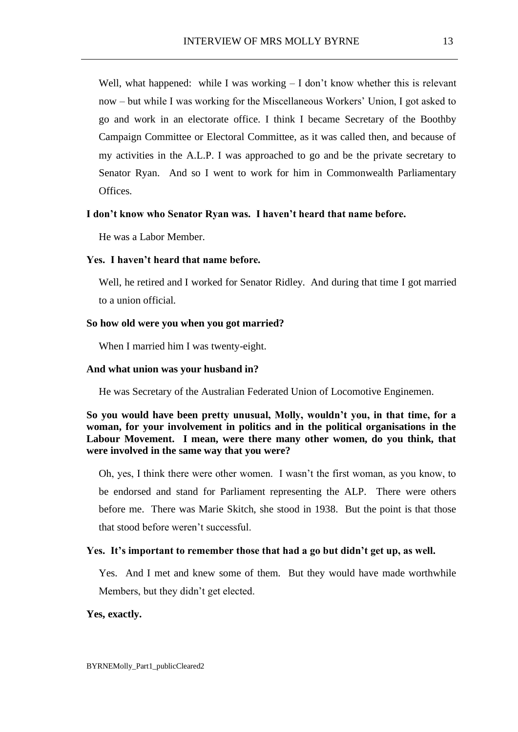Well, what happened: while I was working – I don't know whether this is relevant now – but while I was working for the Miscellaneous Workers' Union, I got asked to go and work in an electorate office. I think I became Secretary of the Boothby Campaign Committee or Electoral Committee, as it was called then, and because of my activities in the A.L.P. I was approached to go and be the private secretary to Senator Ryan. And so I went to work for him in Commonwealth Parliamentary Offices.

**I don't know who Senator Ryan was. I haven't heard that name before.**

He was a Labor Member.

**Yes. I haven't heard that name before.**

Well, he retired and I worked for Senator Ridley. And during that time I got married to a union official.

**So how old were you when you got married?**

When I married him I was twenty-eight.

**And what union was your husband in?**

He was Secretary of the Australian Federated Union of Locomotive Enginemen.

**So you would have been pretty unusual, Molly, wouldn't you, in that time, for a woman, for your involvement in politics and in the political organisations in the Labour Movement. I mean, were there many other women, do you think, that were involved in the same way that you were?**

Oh, yes, I think there were other women. I wasn't the first woman, as you know, to be endorsed and stand for Parliament representing the ALP. There were others before me. There was Marie Skitch, she stood in 1938. But the point is that those that stood before weren't successful.

**Yes. It's important to remember those that had a go but didn't get up, as well.**

Yes. And I met and knew some of them. But they would have made worthwhile Members, but they didn't get elected.

**Yes, exactly.**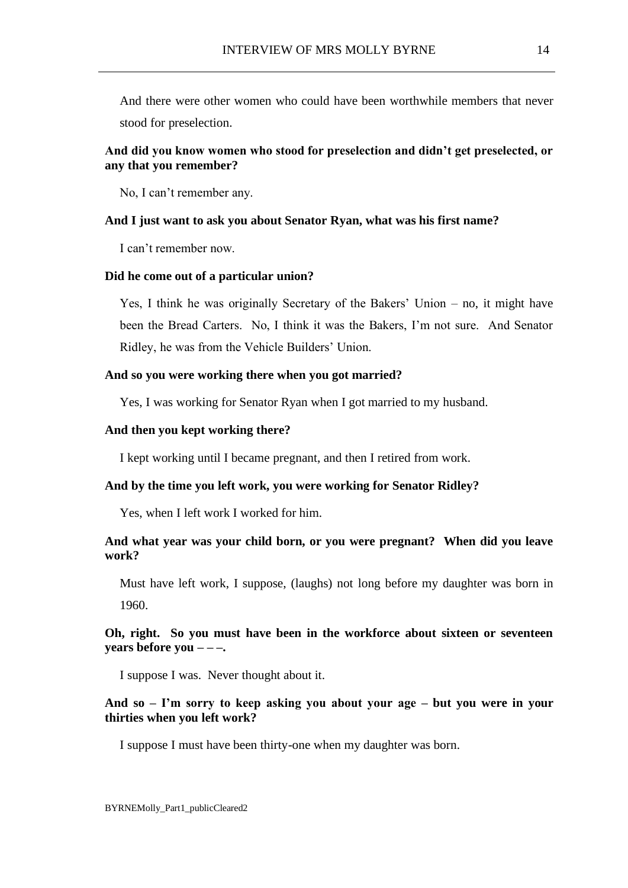And there were other women who could have been worthwhile members that never stood for preselection.

**And did you know women who stood for preselection and didn't get preselected, or any that you remember?**

No, I can't remember any.

**And I just want to ask you about Senator Ryan, what was his first name?**

I can't remember now.

**Did he come out of a particular union?**

Yes, I think he was originally Secretary of the Bakers' Union – no, it might have been the Bread Carters. No, I think it was the Bakers, I'm not sure. And Senator Ridley, he was from the Vehicle Builders' Union.

**And so you were working there when you got married?**

Yes, I was working for Senator Ryan when I got married to my husband.

**And then you kept working there?**

I kept working until I became pregnant, and then I retired from work.

**And by the time you left work, you were working for Senator Ridley?**

Yes, when I left work I worked for him.

**And what year was your child born, or you were pregnant? When did you leave work?**

Must have left work, I suppose, (laughs) not long before my daughter was born in 1960.

**Oh, right. So you must have been in the workforce about sixteen or seventeen years before you – – –.**

I suppose I was. Never thought about it.

**And so – I'm sorry to keep asking you about your age – but you were in your thirties when you left work?**

I suppose I must have been thirty-one when my daughter was born.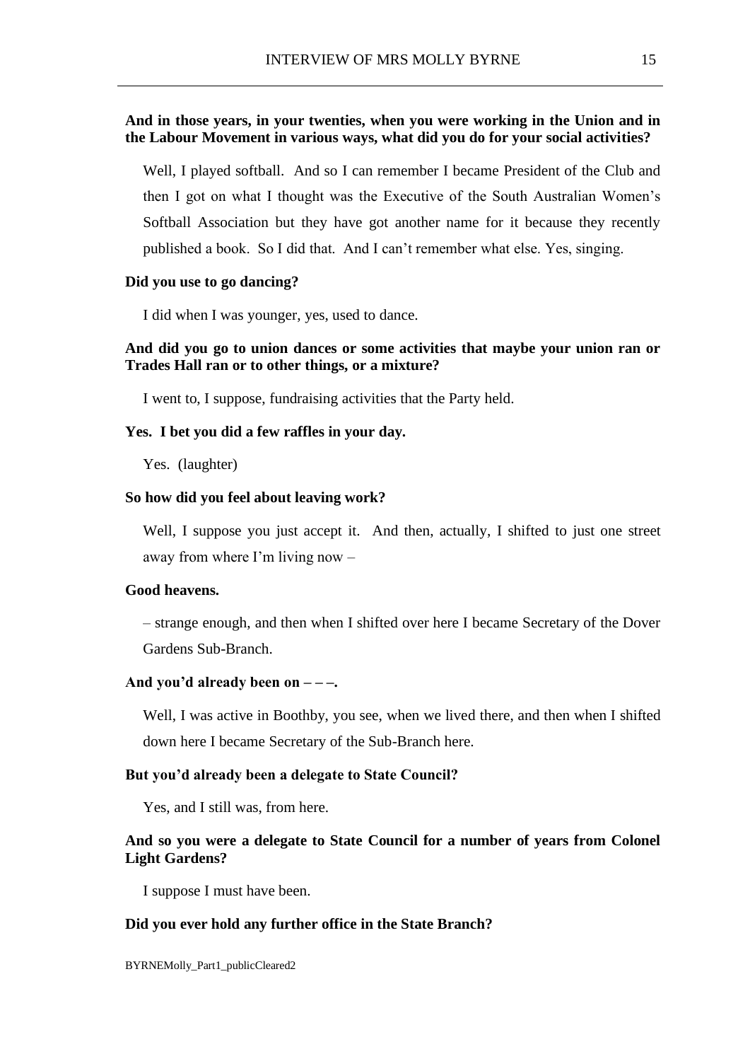**And in those years, in your twenties, when you were working in the Union and in the Labour Movement in various ways, what did you do for your social activities?**

Well, I played softball. And so I can remember I became President of the Club and then I got on what I thought was the Executive of the South Australian Women's Softball Association but they have got another name for it because they recently published a book. So I did that. And I can't remember what else. Yes, singing.

**Did you use to go dancing?**

I did when I was younger, yes, used to dance.

**And did you go to union dances or some activities that maybe your union ran or Trades Hall ran or to other things, or a mixture?**

I went to, I suppose, fundraising activities that the Party held.

**Yes. I bet you did a few raffles in your day.**

Yes. (laughter)

**So how did you feel about leaving work?**

Well, I suppose you just accept it. And then, actually, I shifted to just one street away from where I'm living now –

**Good heavens.**

– strange enough, and then when I shifted over here I became Secretary of the Dover Gardens Sub-Branch.

**And you'd already been on – – –.**

Well, I was active in Boothby, you see, when we lived there, and then when I shifted down here I became Secretary of the Sub-Branch here.

**But you'd already been a delegate to State Council?**

Yes, and I still was, from here.

**And so you were a delegate to State Council for a number of years from Colonel Light Gardens?**

I suppose I must have been.

**Did you ever hold any further office in the State Branch?**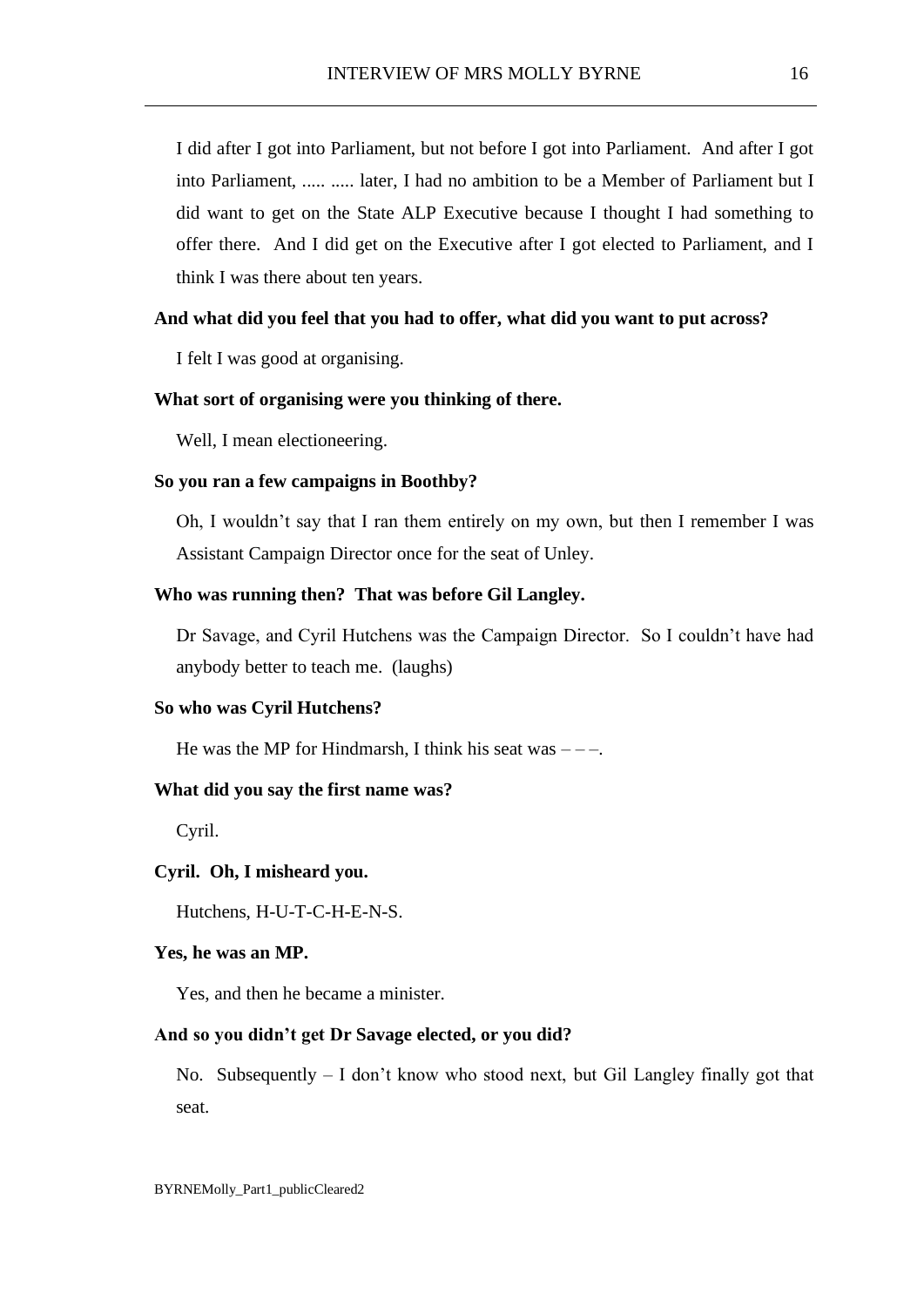I did after I got into Parliament, but not before I got into Parliament. And after I got into Parliament, ..... ..... later, I had no ambition to be a Member of Parliament but I did want to get on the State ALP Executive because I thought I had something to offer there. And I did get on the Executive after I got elected to Parliament, and I think I was there about ten years.

**And what did you feel that you had to offer, what did you want to put across?**

I felt I was good at organising.

**What sort of organising were you thinking of there.**

Well, I mean electioneering.

**So you ran a few campaigns in Boothby?**

Oh, I wouldn't say that I ran them entirely on my own, but then I remember I was Assistant Campaign Director once for the seat of Unley.

**Who was running then? That was before Gil Langley.**

Dr Savage, and Cyril Hutchens was the Campaign Director. So I couldn't have had anybody better to teach me. (laughs)

**So who was Cyril Hutchens?**

He was the MP for Hindmarsh, I think his seat was – – –.

**What did you say the first name was?**

Cyril.

**Cyril. Oh, I misheard you.**

Hutchens, H-U-T-C-H-E-N-S.

**Yes, he was an MP.**

Yes, and then he became a minister.

**And so you didn't get Dr Savage elected, or you did?**

No. Subsequently – I don't know who stood next, but Gil Langley finally got that seat.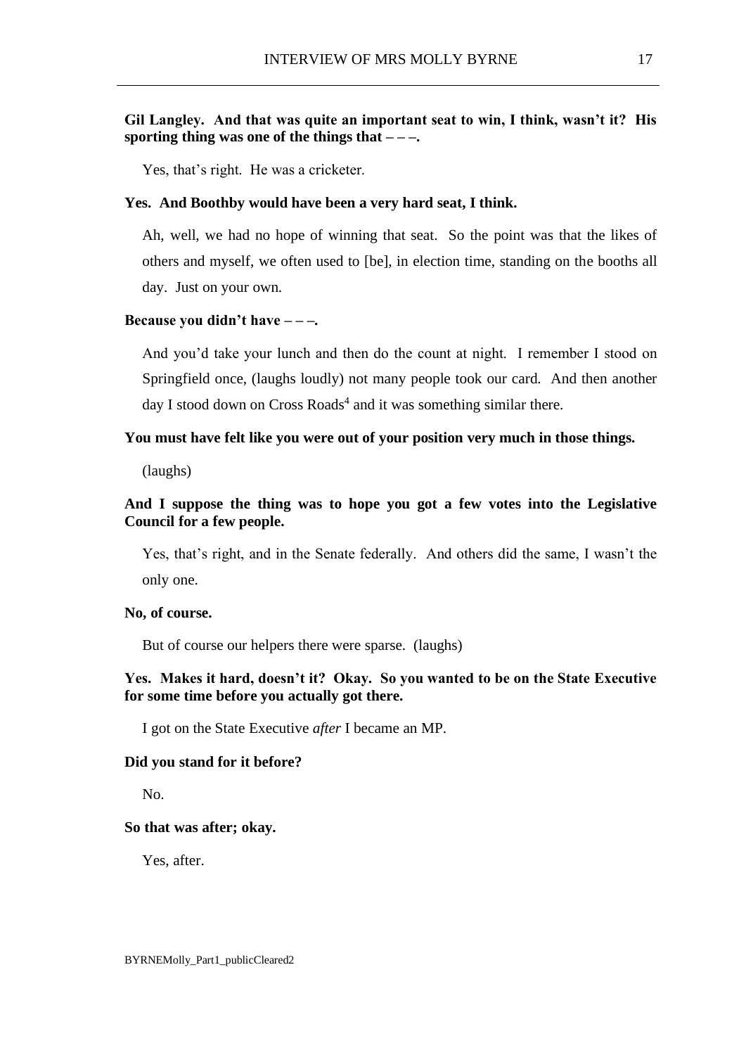**Gil Langley. And that was quite an important seat to win, I think, wasn't it? His sporting thing was one of the things that – – –.**

Yes, that's right. He was a cricketer.

**Yes. And Boothby would have been a very hard seat, I think.**

Ah, well, we had no hope of winning that seat. So the point was that the likes of others and myself, we often used to [be], in election time, standing on the booths all day. Just on your own.

**Because you didn't have – – –.**

And you'd take your lunch and then do the count at night. I remember I stood on Springfield once, (laughs loudly) not many people took our card. And then another day I stood down on Cross Roads[4] and it was something similar there.

**You must have felt like you were out of your position very much in those things.**

(laughs)

**And I suppose the thing was to hope you got a few votes into the Legislative Council for a few people.**

Yes, that's right, and in the Senate federally. And others did the same, I wasn't the only one.

**No, of course.**

But of course our helpers there were sparse. (laughs)

**Yes. Makes it hard, doesn't it? Okay. So you wanted to be on the State Executive for some time before you actually got there.**

I got on the State Executive *after* I became an MP.

**Did you stand for it before?**

No.

**So that was after; okay.**

Yes, after.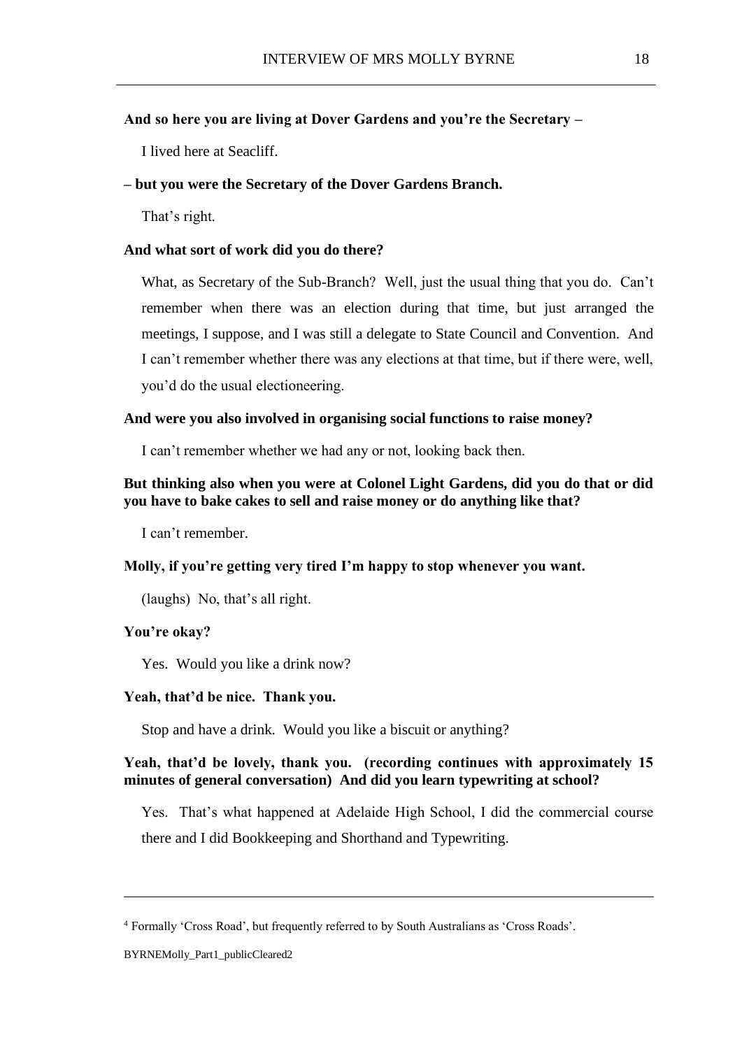**And so here you are living at Dover Gardens and you're the Secretary –**

I lived here at Seacliff.

**– but you were the Secretary of the Dover Gardens Branch.**

That's right.

**And what sort of work did you do there?**

What, as Secretary of the Sub-Branch? Well, just the usual thing that you do. Can't remember when there was an election during that time, but just arranged the meetings, I suppose, and I was still a delegate to State Council and Convention. And I can't remember whether there was any elections at that time, but if there were, well, you'd do the usual electioneering.

**And were you also involved in organising social functions to raise money?**

I can't remember whether we had any or not, looking back then.

**But thinking also when you were at Colonel Light Gardens, did you do that or did you have to bake cakes to sell and raise money or do anything like that?**

I can't remember.

**Molly, if you're getting very tired I'm happy to stop whenever you want.**

(laughs) No, that's all right.

**You're okay?**

Yes. Would you like a drink now?

**Yeah, that'd be nice. Thank you.**

Stop and have a drink. Would you like a biscuit or anything?

**Yeah, that'd be lovely, thank you. (recording continues with approximately 15 minutes of general conversation) And did you learn typewriting at school?**

Yes. That's what happened at Adelaide High School, I did the commercial course there and I did Bookkeeping and Shorthand and Typewriting.

---

[4] Formally 'Cross Road', but frequently referred to by South Australians as 'Cross Roads'.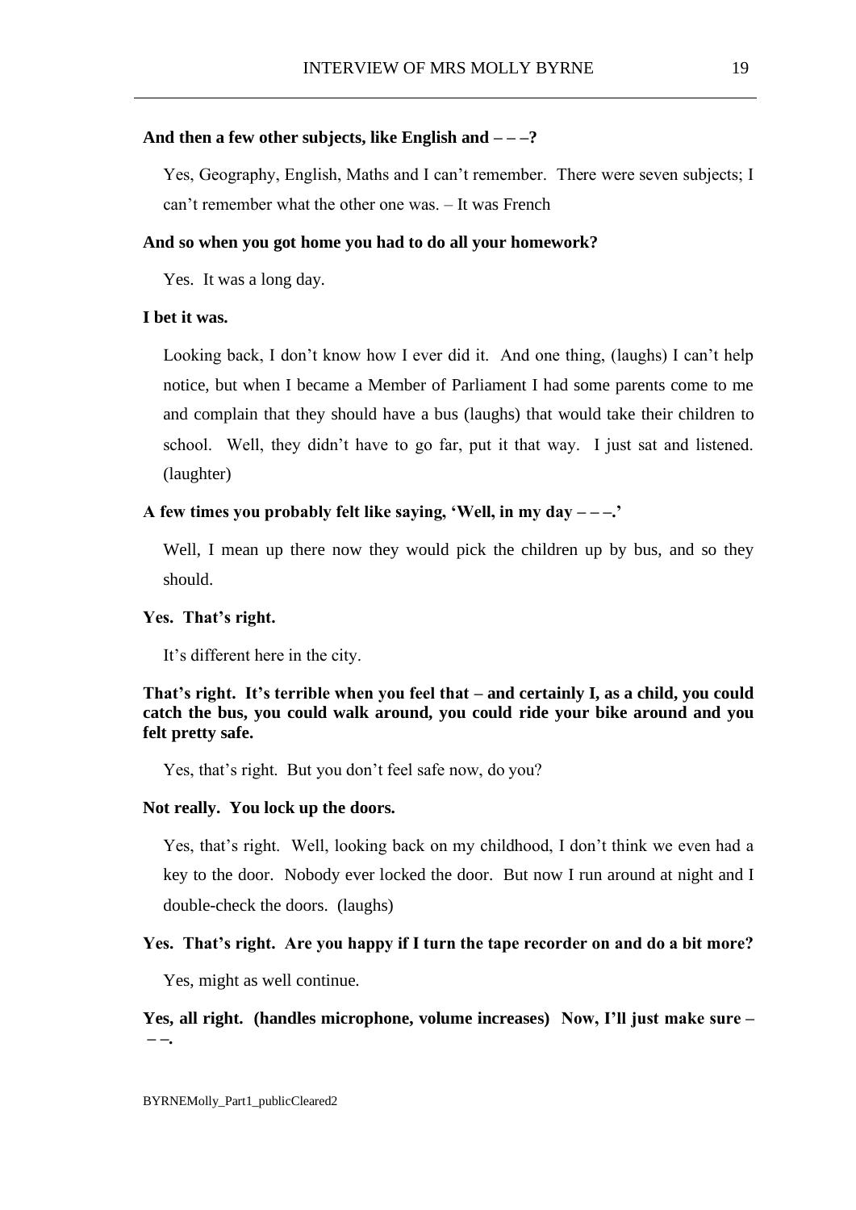**And then a few other subjects, like English and – – –?**

Yes, Geography, English, Maths and I can't remember. There were seven subjects; I can't remember what the other one was. – It was French

**And so when you got home you had to do all your homework?**

Yes. It was a long day.

**I bet it was.**

Looking back, I don't know how I ever did it. And one thing, (laughs) I can't help notice, but when I became a Member of Parliament I had some parents come to me and complain that they should have a bus (laughs) that would take their children to school. Well, they didn't have to go far, put it that way. I just sat and listened. (laughter)

**A few times you probably felt like saying, 'Well, in my day – – –.'**

Well, I mean up there now they would pick the children up by bus, and so they should.

**Yes. That's right.**

It's different here in the city.

**That's right. It's terrible when you feel that – and certainly I, as a child, you could catch the bus, you could walk around, you could ride your bike around and you felt pretty safe.**

Yes, that's right. But you don't feel safe now, do you?

**Not really. You lock up the doors.**

Yes, that's right. Well, looking back on my childhood, I don't think we even had a key to the door. Nobody ever locked the door. But now I run around at night and I double-check the doors. (laughs)

**Yes. That's right. Are you happy if I turn the tape recorder on and do a bit more?**

Yes, might as well continue.

**Yes, all right. (handles microphone, volume increases) Now, I'll just make sure – – –.**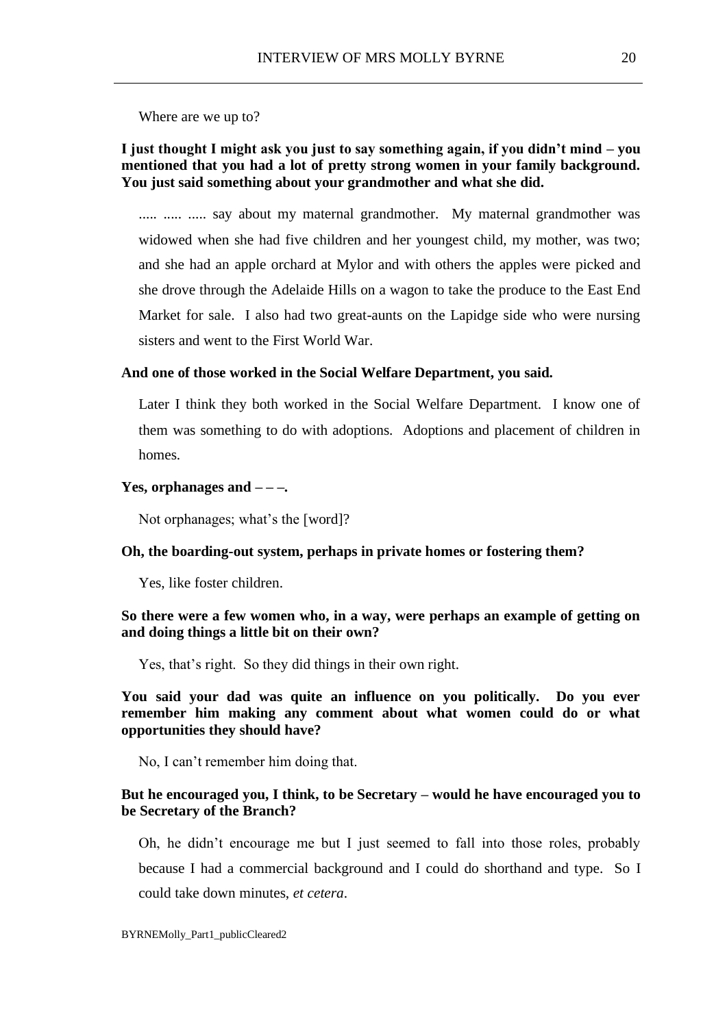Where are we up to?

**I just thought I might ask you just to say something again, if you didn't mind – you mentioned that you had a lot of pretty strong women in your family background. You just said something about your grandmother and what she did.**

..... ..... ..... say about my maternal grandmother. My maternal grandmother was widowed when she had five children and her youngest child, my mother, was two; and she had an apple orchard at Mylor and with others the apples were picked and she drove through the Adelaide Hills on a wagon to take the produce to the East End Market for sale. I also had two great-aunts on the Lapidge side who were nursing sisters and went to the First World War.

**And one of those worked in the Social Welfare Department, you said.**

Later I think they both worked in the Social Welfare Department. I know one of them was something to do with adoptions. Adoptions and placement of children in homes.

**Yes, orphanages and – – –.**

Not orphanages; what's the [word]?

**Oh, the boarding-out system, perhaps in private homes or fostering them?**

Yes, like foster children.

**So there were a few women who, in a way, were perhaps an example of getting on and doing things a little bit on their own?**

Yes, that's right. So they did things in their own right.

**You said your dad was quite an influence on you politically. Do you ever remember him making any comment about what women could do or what opportunities they should have?**

No, I can't remember him doing that.

**But he encouraged you, I think, to be Secretary – would he have encouraged you to be Secretary of the Branch?**

Oh, he didn't encourage me but I just seemed to fall into those roles, probably because I had a commercial background and I could do shorthand and type. So I could take down minutes, *et cetera*.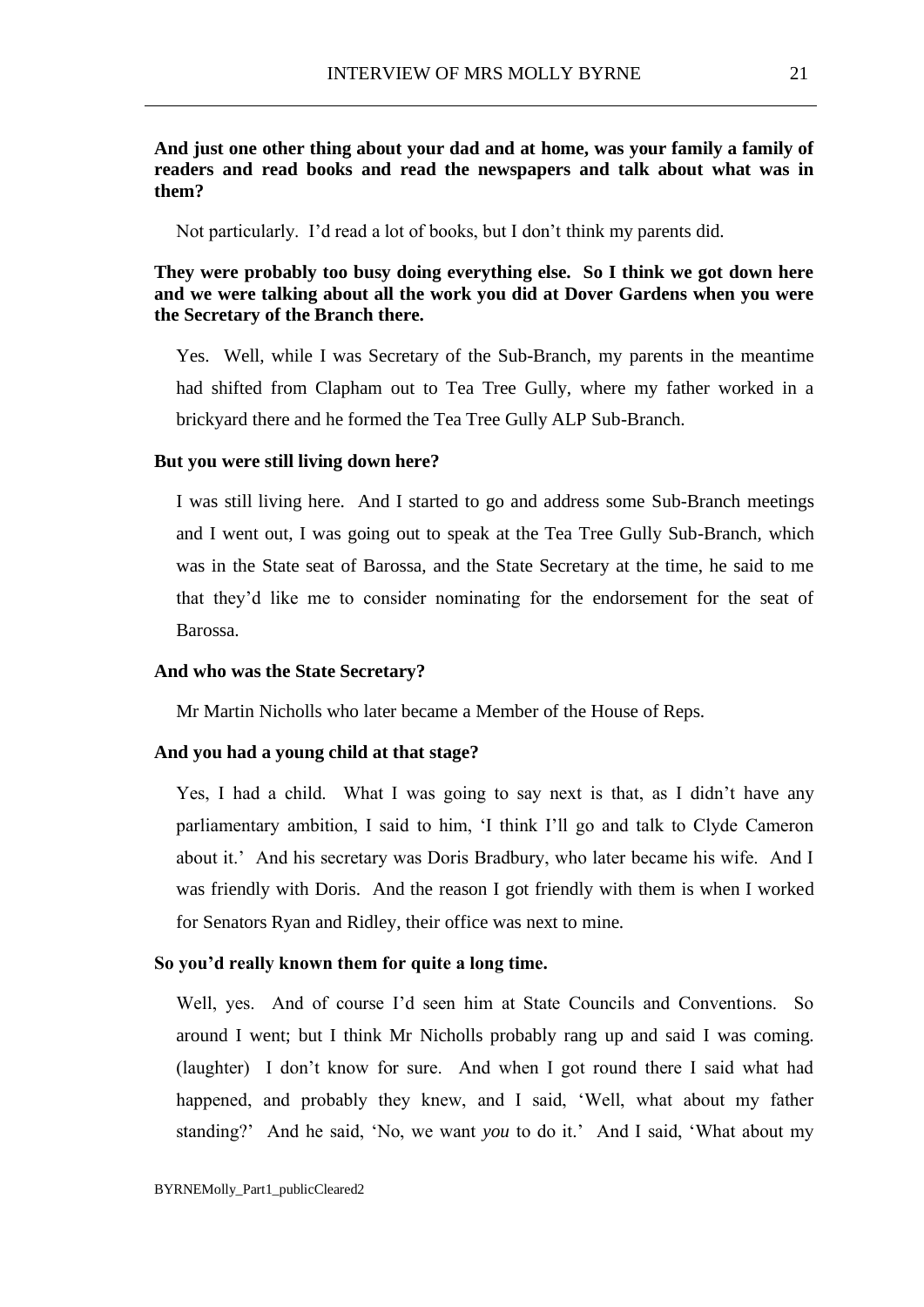**And just one other thing about your dad and at home, was your family a family of readers and read books and read the newspapers and talk about what was in them?**

Not particularly. I'd read a lot of books, but I don't think my parents did.

**They were probably too busy doing everything else. So I think we got down here and we were talking about all the work you did at Dover Gardens when you were the Secretary of the Branch there.**

Yes. Well, while I was Secretary of the Sub-Branch, my parents in the meantime had shifted from Clapham out to Tea Tree Gully, where my father worked in a brickyard there and he formed the Tea Tree Gully ALP Sub-Branch.

**But you were still living down here?**

I was still living here. And I started to go and address some Sub-Branch meetings and I went out, I was going out to speak at the Tea Tree Gully Sub-Branch, which was in the State seat of Barossa, and the State Secretary at the time, he said to me that they'd like me to consider nominating for the endorsement for the seat of Barossa.

**And who was the State Secretary?**

Mr Martin Nicholls who later became a Member of the House of Reps.

**And you had a young child at that stage?**

Yes, I had a child. What I was going to say next is that, as I didn't have any parliamentary ambition, I said to him, 'I think I'll go and talk to Clyde Cameron about it.' And his secretary was Doris Bradbury, who later became his wife. And I was friendly with Doris. And the reason I got friendly with them is when I worked for Senators Ryan and Ridley, their office was next to mine.

**So you'd really known them for quite a long time.**

Well, yes. And of course I'd seen him at State Councils and Conventions. So around I went; but I think Mr Nicholls probably rang up and said I was coming. (laughter) I don't know for sure. And when I got round there I said what had happened, and probably they knew, and I said, 'Well, what about my father standing?' And he said, 'No, we want *you* to do it.' And I said, 'What about my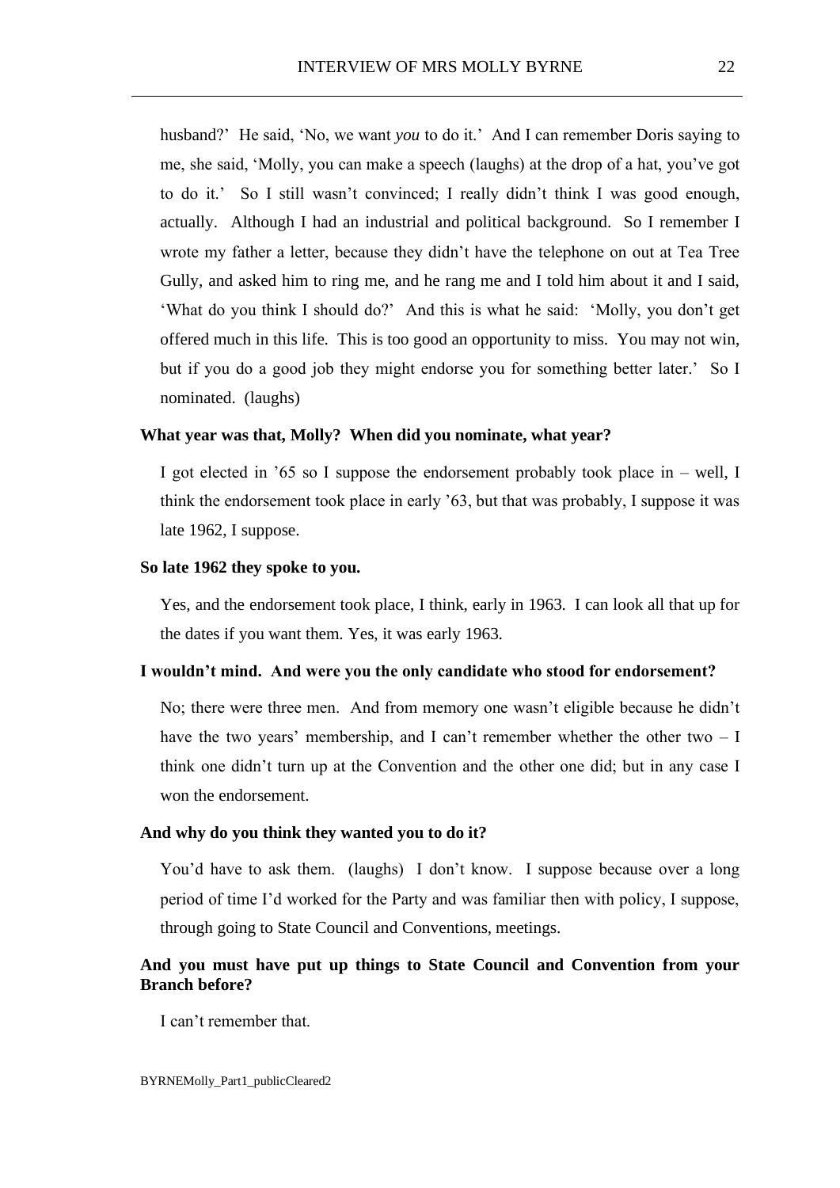husband?' He said, 'No, we want *you* to do it.' And I can remember Doris saying to me, she said, 'Molly, you can make a speech (laughs) at the drop of a hat, you've got to do it.' So I still wasn't convinced; I really didn't think I was good enough, actually. Although I had an industrial and political background. So I remember I wrote my father a letter, because they didn't have the telephone on out at Tea Tree Gully, and asked him to ring me, and he rang me and I told him about it and I said, 'What do you think I should do?' And this is what he said: 'Molly, you don't get offered much in this life. This is too good an opportunity to miss. You may not win, but if you do a good job they might endorse you for something better later.' So I nominated. (laughs)

**What year was that, Molly? When did you nominate, what year?**

I got elected in '65 so I suppose the endorsement probably took place in – well, I think the endorsement took place in early '63, but that was probably, I suppose it was late 1962, I suppose.

**So late 1962 they spoke to you.**

Yes, and the endorsement took place, I think, early in 1963. I can look all that up for the dates if you want them. Yes, it was early 1963.

**I wouldn't mind. And were you the only candidate who stood for endorsement?**

No; there were three men. And from memory one wasn't eligible because he didn't have the two years' membership, and I can't remember whether the other two – I think one didn't turn up at the Convention and the other one did; but in any case I won the endorsement.

**And why do you think they wanted you to do it?**

You'd have to ask them. (laughs) I don't know. I suppose because over a long period of time I'd worked for the Party and was familiar then with policy, I suppose, through going to State Council and Conventions, meetings.

**And you must have put up things to State Council and Convention from your Branch before?**

I can't remember that.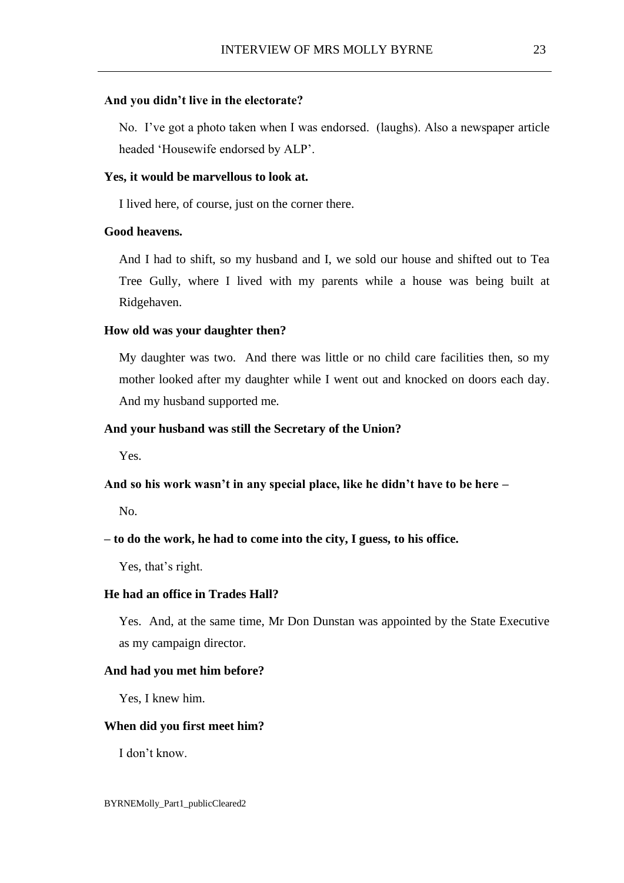**And you didn't live in the electorate?**

No. I've got a photo taken when I was endorsed. (laughs). Also a newspaper article headed 'Housewife endorsed by ALP'.

**Yes, it would be marvellous to look at.**

I lived here, of course, just on the corner there.

**Good heavens.**

And I had to shift, so my husband and I, we sold our house and shifted out to Tea Tree Gully, where I lived with my parents while a house was being built at Ridgehaven.

**How old was your daughter then?**

My daughter was two. And there was little or no child care facilities then, so my mother looked after my daughter while I went out and knocked on doors each day. And my husband supported me.

**And your husband was still the Secretary of the Union?**

Yes.

**And so his work wasn't in any special place, like he didn't have to be here –**

No.

**– to do the work, he had to come into the city, I guess, to his office.**

Yes, that's right.

**He had an office in Trades Hall?**

Yes. And, at the same time, Mr Don Dunstan was appointed by the State Executive as my campaign director.

**And had you met him before?**

Yes, I knew him.

**When did you first meet him?**

I don't know.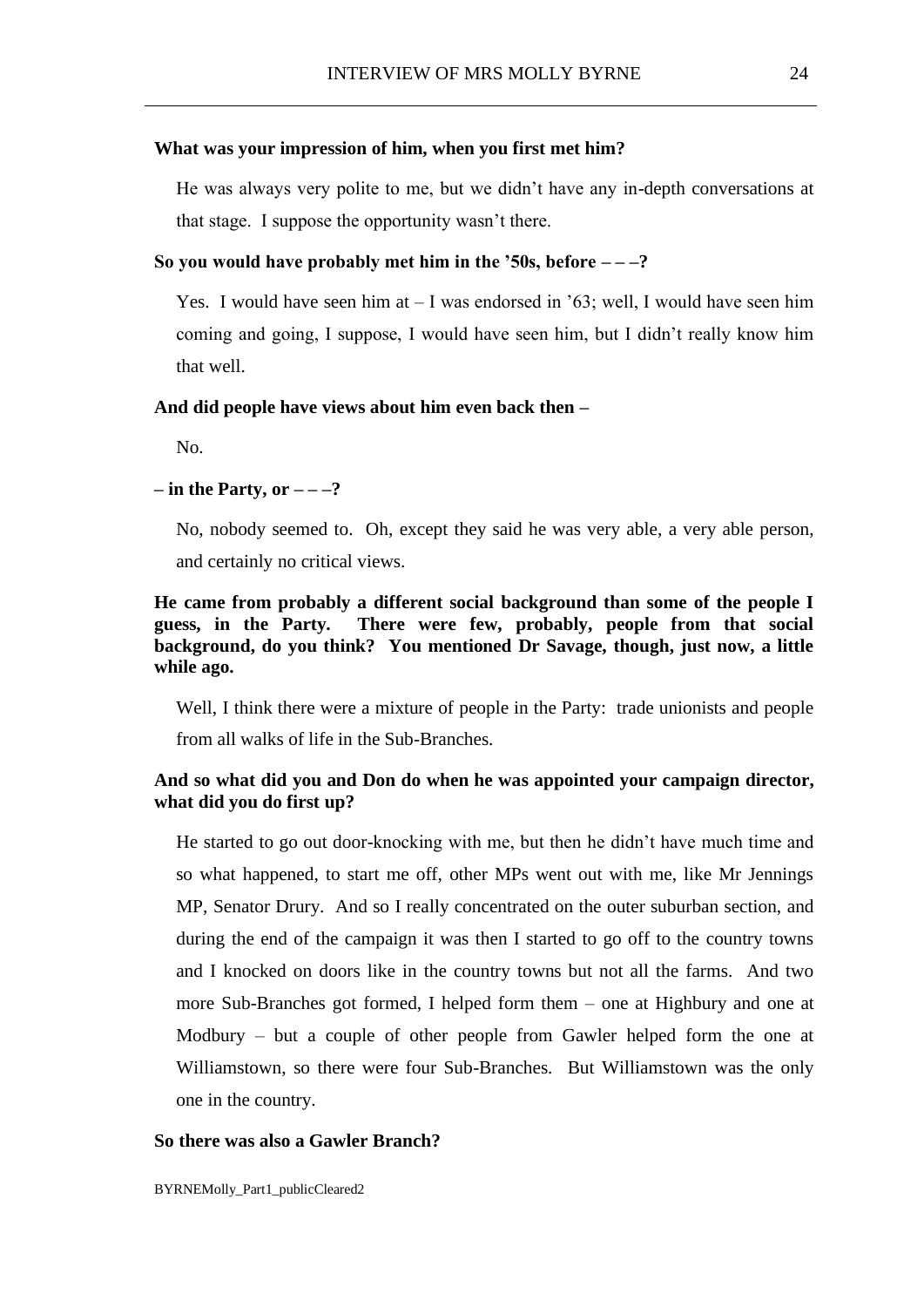**What was your impression of him, when you first met him?**

He was always very polite to me, but we didn't have any in-depth conversations at that stage. I suppose the opportunity wasn't there.

**So you would have probably met him in the '50s, before – – –?**

Yes. I would have seen him at – I was endorsed in '63; well, I would have seen him coming and going, I suppose, I would have seen him, but I didn't really know him that well.

**And did people have views about him even back then –**

No.

**– in the Party, or – – –?**

No, nobody seemed to. Oh, except they said he was very able, a very able person, and certainly no critical views.

**He came from probably a different social background than some of the people I guess, in the Party. There were few, probably, people from that social background, do you think? You mentioned Dr Savage, though, just now, a little while ago.**

Well, I think there were a mixture of people in the Party: trade unionists and people from all walks of life in the Sub-Branches.

**And so what did you and Don do when he was appointed your campaign director, what did you do first up?**

He started to go out door-knocking with me, but then he didn't have much time and so what happened, to start me off, other MPs went out with me, like Mr Jennings MP, Senator Drury. And so I really concentrated on the outer suburban section, and during the end of the campaign it was then I started to go off to the country towns and I knocked on doors like in the country towns but not all the farms. And two more Sub-Branches got formed, I helped form them – one at Highbury and one at Modbury – but a couple of other people from Gawler helped form the one at Williamstown, so there were four Sub-Branches. But Williamstown was the only one in the country.

**So there was also a Gawler Branch?**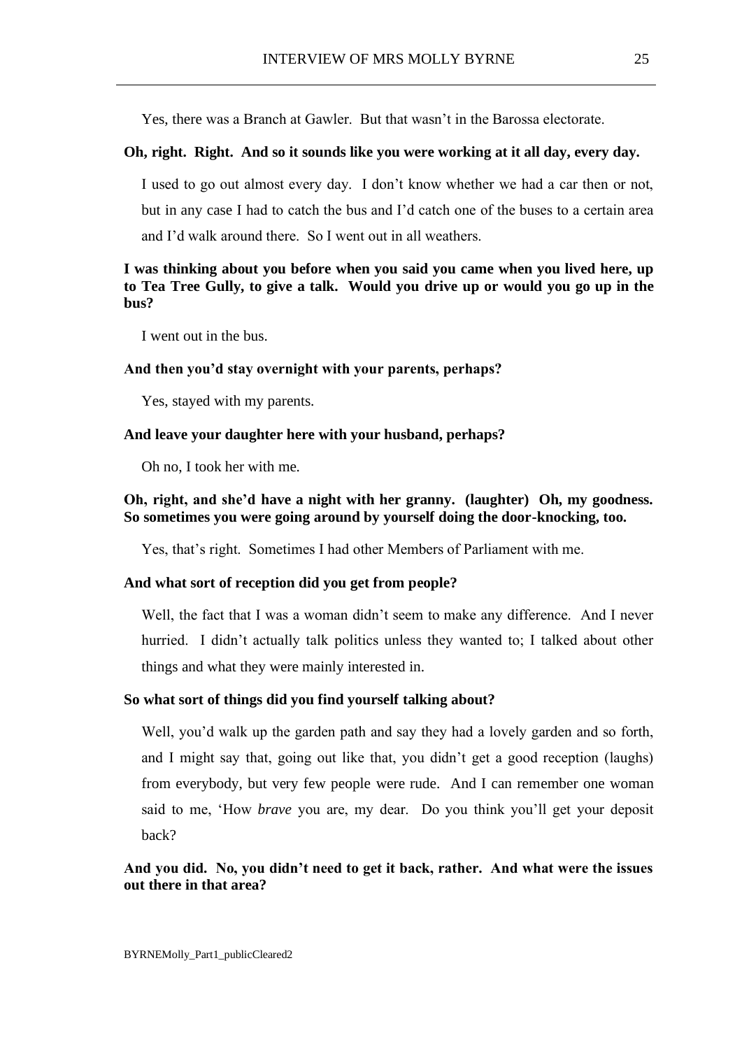Yes, there was a Branch at Gawler. But that wasn't in the Barossa electorate.

**Oh, right. Right. And so it sounds like you were working at it all day, every day.**

I used to go out almost every day. I don't know whether we had a car then or not, but in any case I had to catch the bus and I'd catch one of the buses to a certain area and I'd walk around there. So I went out in all weathers.

**I was thinking about you before when you said you came when you lived here, up to Tea Tree Gully, to give a talk. Would you drive up or would you go up in the bus?**

I went out in the bus.

**And then you'd stay overnight with your parents, perhaps?**

Yes, stayed with my parents.

**And leave your daughter here with your husband, perhaps?**

Oh no, I took her with me.

**Oh, right, and she'd have a night with her granny. (laughter) Oh, my goodness. So sometimes you were going around by yourself doing the door-knocking, too.**

Yes, that's right. Sometimes I had other Members of Parliament with me.

**And what sort of reception did you get from people?**

Well, the fact that I was a woman didn't seem to make any difference. And I never hurried. I didn't actually talk politics unless they wanted to; I talked about other things and what they were mainly interested in.

**So what sort of things did you find yourself talking about?**

Well, you'd walk up the garden path and say they had a lovely garden and so forth, and I might say that, going out like that, you didn't get a good reception (laughs) from everybody, but very few people were rude. And I can remember one woman said to me, 'How *brave* you are, my dear. Do you think you'll get your deposit back?

**And you did. No, you didn't need to get it back, rather. And what were the issues out there in that area?**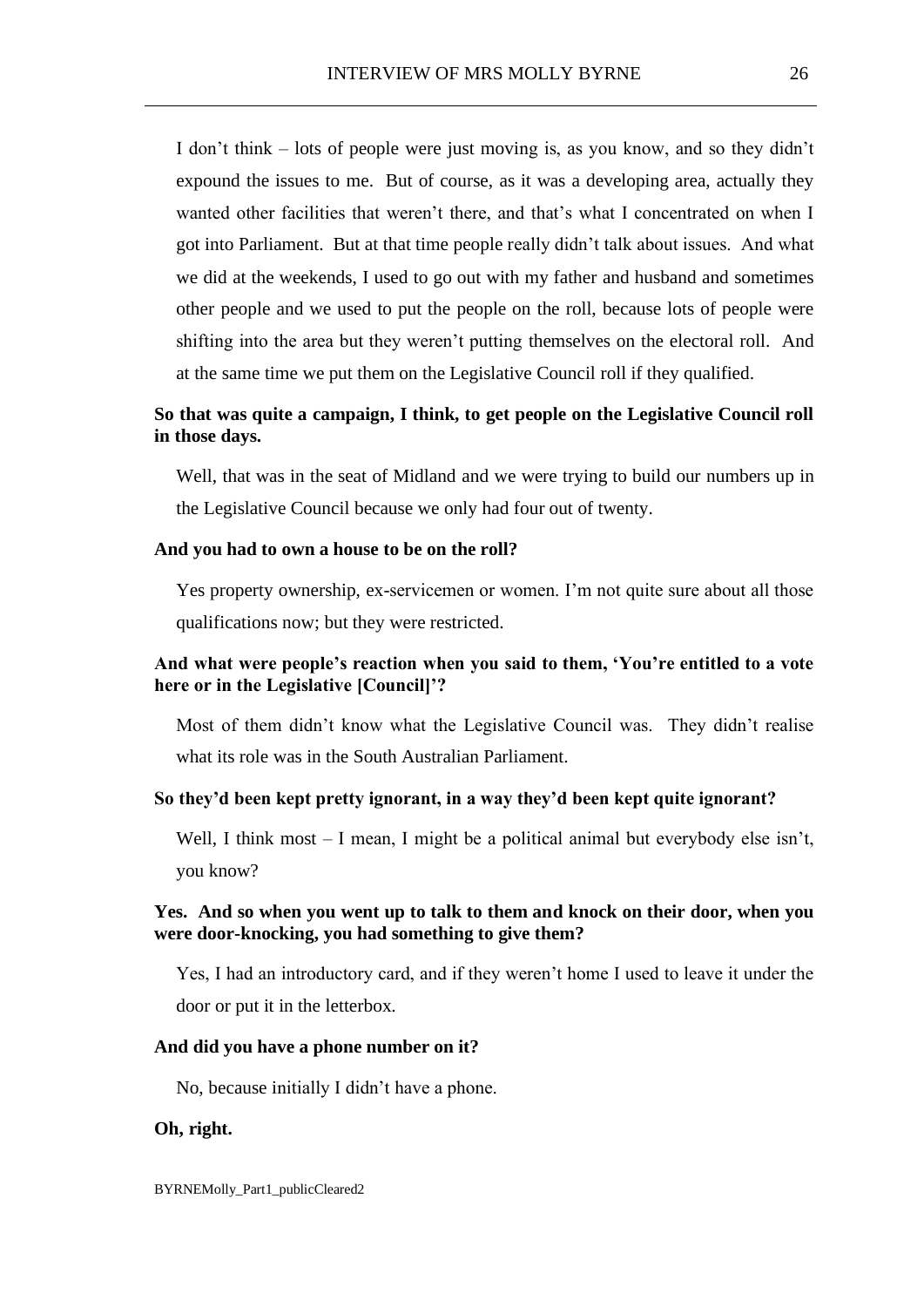I don't think – lots of people were just moving is, as you know, and so they didn't expound the issues to me. But of course, as it was a developing area, actually they wanted other facilities that weren't there, and that's what I concentrated on when I got into Parliament. But at that time people really didn't talk about issues. And what we did at the weekends, I used to go out with my father and husband and sometimes other people and we used to put the people on the roll, because lots of people were shifting into the area but they weren't putting themselves on the electoral roll. And at the same time we put them on the Legislative Council roll if they qualified.

**So that was quite a campaign, I think, to get people on the Legislative Council roll in those days.**

Well, that was in the seat of Midland and we were trying to build our numbers up in the Legislative Council because we only had four out of twenty.

**And you had to own a house to be on the roll?**

Yes property ownership, ex-servicemen or women. I'm not quite sure about all those qualifications now; but they were restricted.

**And what were people's reaction when you said to them, 'You're entitled to a vote here or in the Legislative [Council]'?**

Most of them didn't know what the Legislative Council was. They didn't realise what its role was in the South Australian Parliament.

**So they'd been kept pretty ignorant, in a way they'd been kept quite ignorant?**

Well, I think most – I mean, I might be a political animal but everybody else isn't, you know?

**Yes. And so when you went up to talk to them and knock on their door, when you were door-knocking, you had something to give them?**

Yes, I had an introductory card, and if they weren't home I used to leave it under the door or put it in the letterbox.

**And did you have a phone number on it?**

No, because initially I didn't have a phone.

**Oh, right.**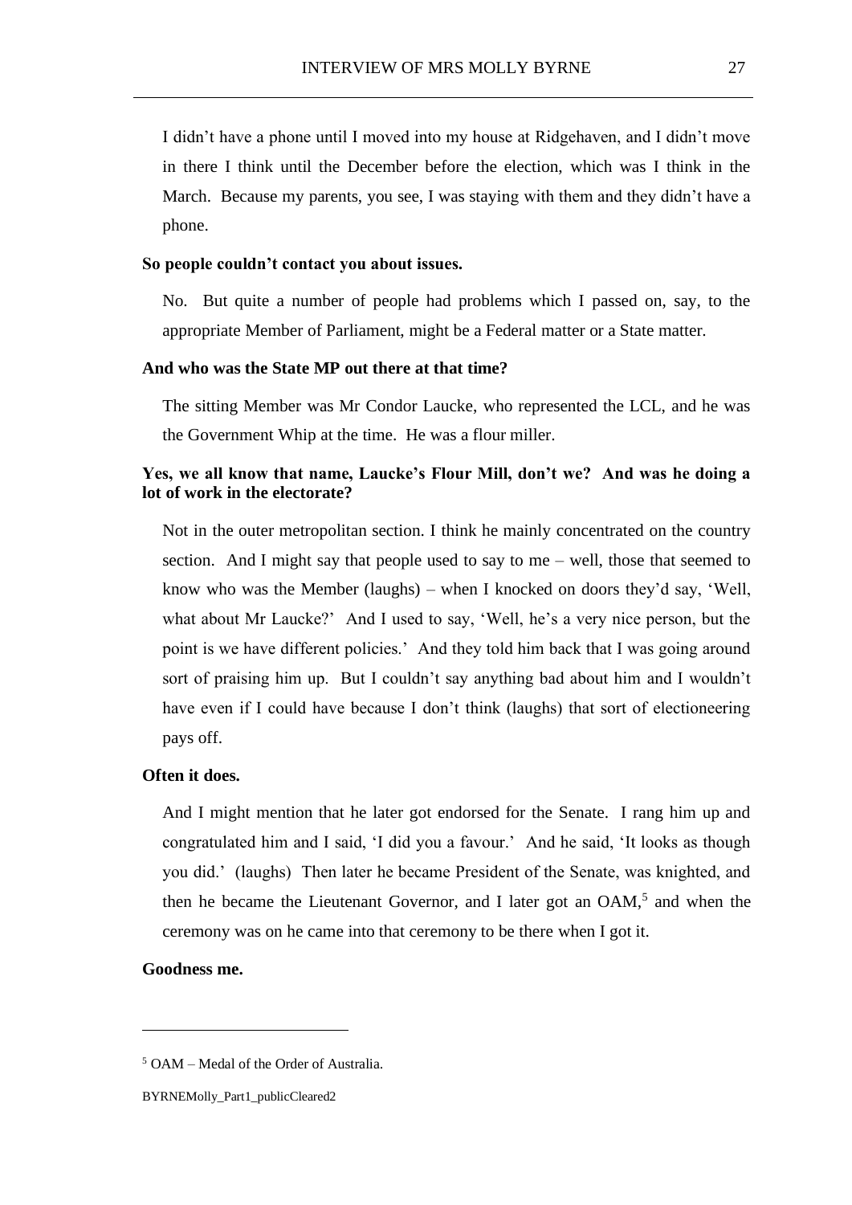I didn't have a phone until I moved into my house at Ridgehaven, and I didn't move in there I think until the December before the election, which was I think in the March. Because my parents, you see, I was staying with them and they didn't have a phone.

**So people couldn't contact you about issues.**

No. But quite a number of people had problems which I passed on, say, to the appropriate Member of Parliament, might be a Federal matter or a State matter.

**And who was the State MP out there at that time?**

The sitting Member was Mr Condor Laucke, who represented the LCL, and he was the Government Whip at the time. He was a flour miller.

**Yes, we all know that name, Laucke's Flour Mill, don't we? And was he doing a lot of work in the electorate?**

Not in the outer metropolitan section. I think he mainly concentrated on the country section. And I might say that people used to say to me – well, those that seemed to know who was the Member (laughs) – when I knocked on doors they'd say, 'Well, what about Mr Laucke?' And I used to say, 'Well, he's a very nice person, but the point is we have different policies.' And they told him back that I was going around sort of praising him up. But I couldn't say anything bad about him and I wouldn't have even if I could have because I don't think (laughs) that sort of electioneering pays off.

**Often it does.**

And I might mention that he later got endorsed for the Senate. I rang him up and congratulated him and I said, 'I did you a favour.' And he said, 'It looks as though you did.' (laughs) Then later he became President of the Senate, was knighted, and then he became the Lieutenant Governor, and I later got an OAM,[5] and when the ceremony was on he came into that ceremony to be there when I got it.

**Goodness me.**

---

[5] OAM – Medal of the Order of Australia.

BYRNEMolly_Part1_publicCleared2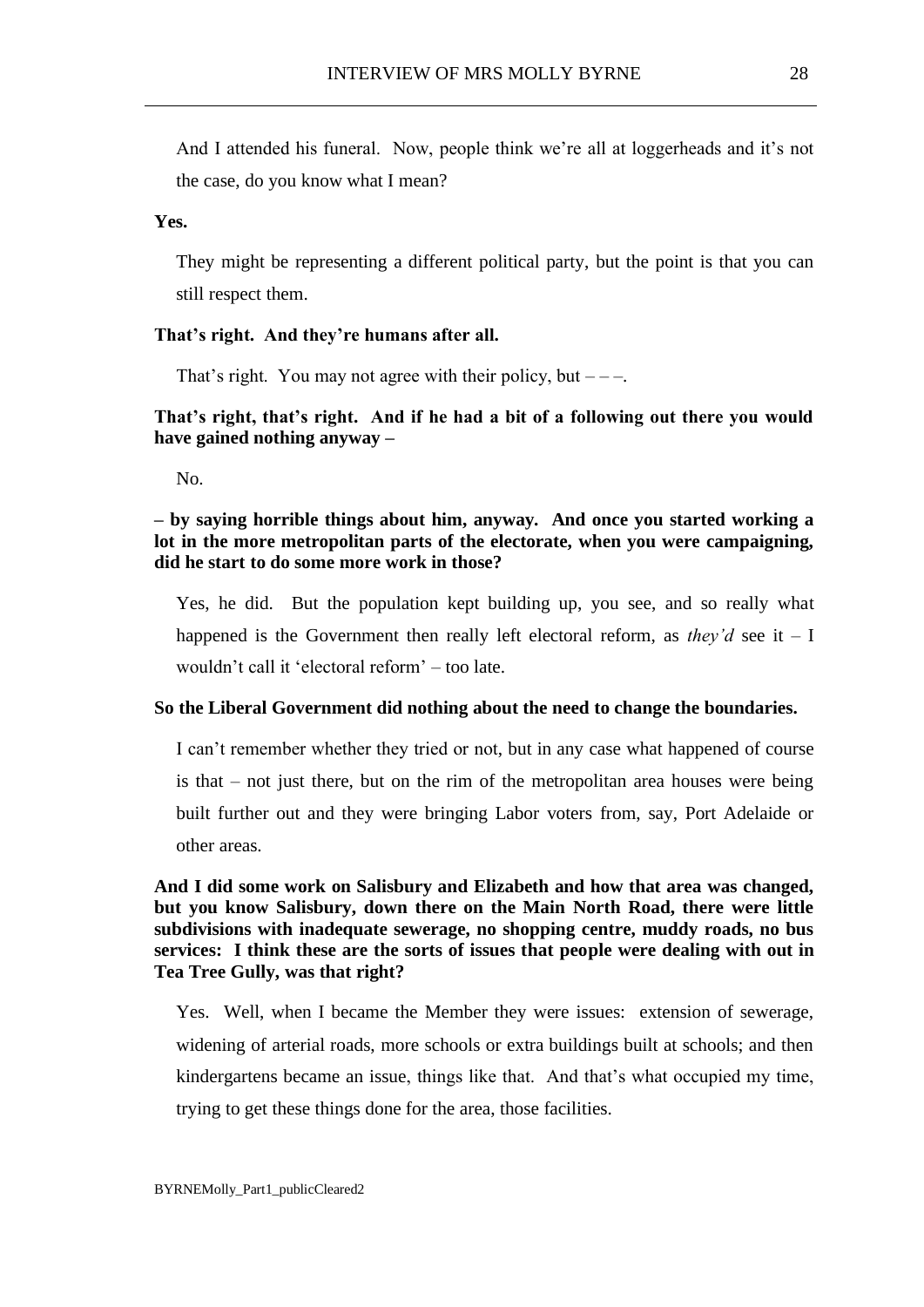And I attended his funeral. Now, people think we're all at loggerheads and it's not the case, do you know what I mean?

**Yes.**

They might be representing a different political party, but the point is that you can still respect them.

**That's right. And they're humans after all.**

That's right. You may not agree with their policy, but – – –.

**That's right, that's right. And if he had a bit of a following out there you would have gained nothing anyway –**

No.

**– by saying horrible things about him, anyway. And once you started working a lot in the more metropolitan parts of the electorate, when you were campaigning, did he start to do some more work in those?**

Yes, he did. But the population kept building up, you see, and so really what happened is the Government then really left electoral reform, as *they'd* see it – I wouldn't call it 'electoral reform' – too late.

**So the Liberal Government did nothing about the need to change the boundaries.**

I can't remember whether they tried or not, but in any case what happened of course is that – not just there, but on the rim of the metropolitan area houses were being built further out and they were bringing Labor voters from, say, Port Adelaide or other areas.

**And I did some work on Salisbury and Elizabeth and how that area was changed, but you know Salisbury, down there on the Main North Road, there were little subdivisions with inadequate sewerage, no shopping centre, muddy roads, no bus services: I think these are the sorts of issues that people were dealing with out in Tea Tree Gully, was that right?**

Yes. Well, when I became the Member they were issues: extension of sewerage, widening of arterial roads, more schools or extra buildings built at schools; and then kindergartens became an issue, things like that. And that's what occupied my time, trying to get these things done for the area, those facilities.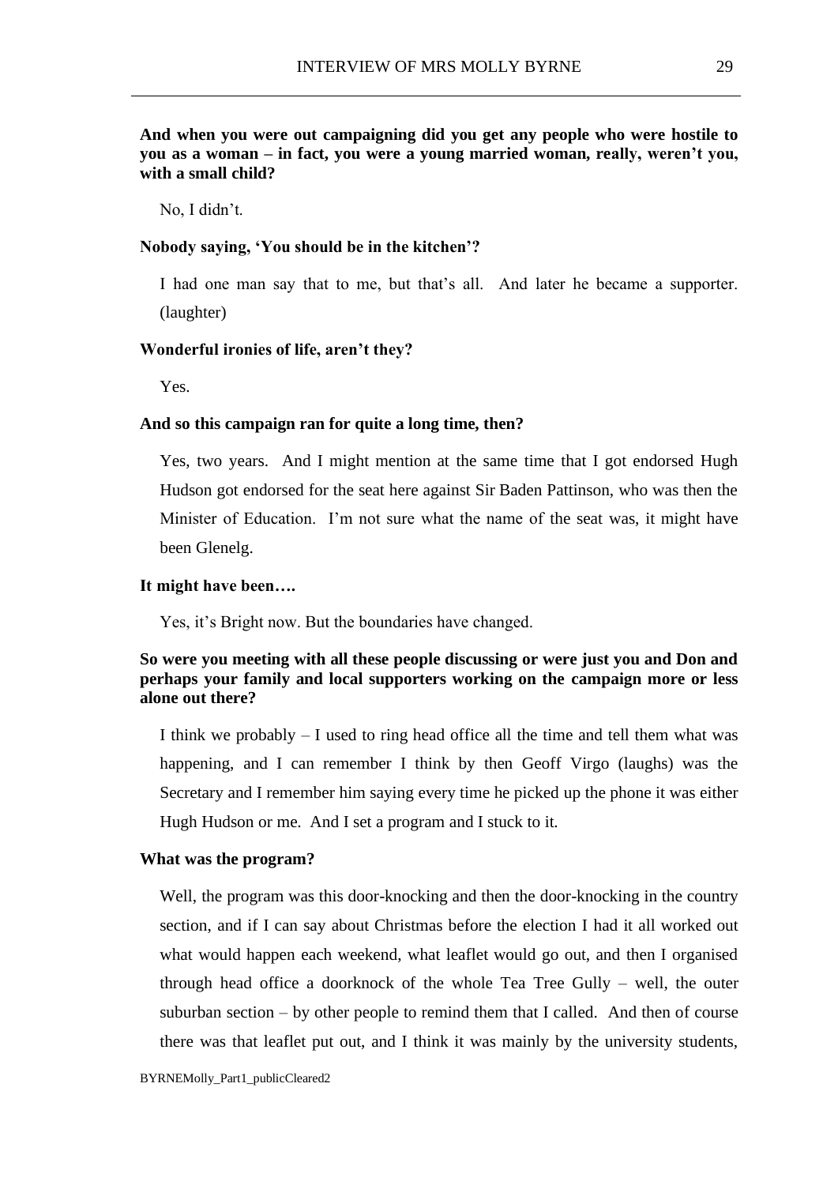**And when you were out campaigning did you get any people who were hostile to you as a woman – in fact, you were a young married woman, really, weren't you, with a small child?**

No, I didn't.

**Nobody saying, 'You should be in the kitchen'?**

I had one man say that to me, but that's all. And later he became a supporter. (laughter)

**Wonderful ironies of life, aren't they?**

Yes.

**And so this campaign ran for quite a long time, then?**

Yes, two years. And I might mention at the same time that I got endorsed Hugh Hudson got endorsed for the seat here against Sir Baden Pattinson, who was then the Minister of Education. I'm not sure what the name of the seat was, it might have been Glenelg.

**It might have been….**

Yes, it's Bright now. But the boundaries have changed.

**So were you meeting with all these people discussing or were just you and Don and perhaps your family and local supporters working on the campaign more or less alone out there?**

I think we probably – I used to ring head office all the time and tell them what was happening, and I can remember I think by then Geoff Virgo (laughs) was the Secretary and I remember him saying every time he picked up the phone it was either Hugh Hudson or me. And I set a program and I stuck to it.

**What was the program?**

Well, the program was this door-knocking and then the door-knocking in the country section, and if I can say about Christmas before the election I had it all worked out what would happen each weekend, what leaflet would go out, and then I organised through head office a doorknock of the whole Tea Tree Gully – well, the outer suburban section – by other people to remind them that I called. And then of course there was that leaflet put out, and I think it was mainly by the university students,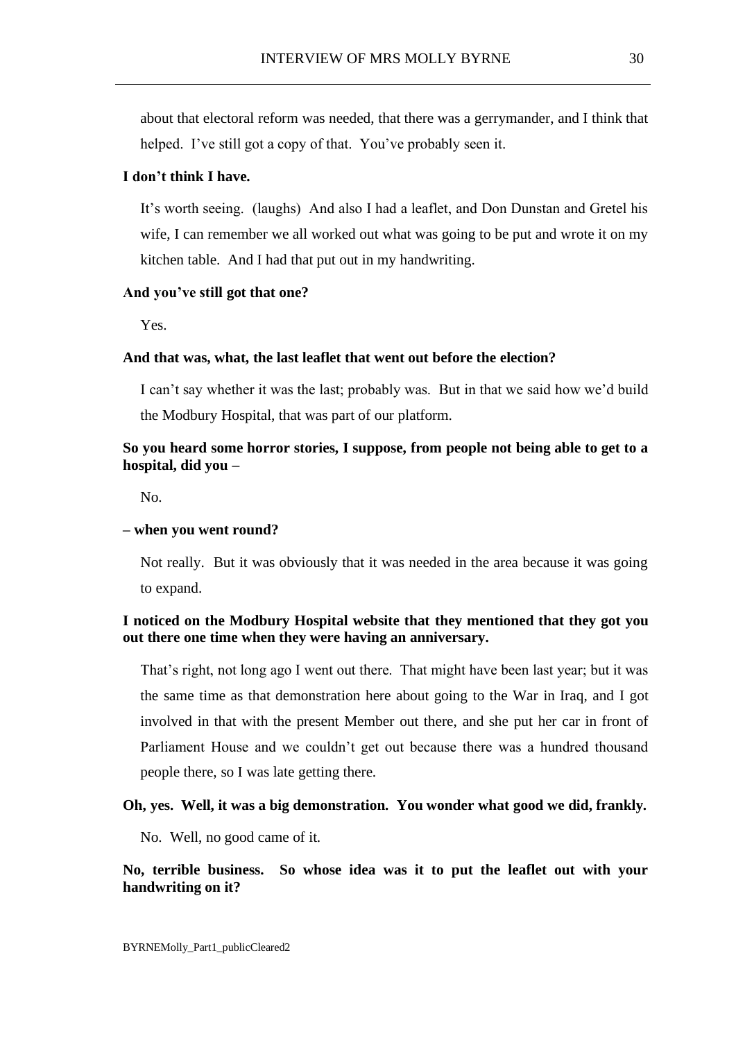about that electoral reform was needed, that there was a gerrymander, and I think that helped. I've still got a copy of that. You've probably seen it.

**I don't think I have.**

It's worth seeing. (laughs) And also I had a leaflet, and Don Dunstan and Gretel his wife, I can remember we all worked out what was going to be put and wrote it on my kitchen table. And I had that put out in my handwriting.

**And you've still got that one?**

Yes.

**And that was, what, the last leaflet that went out before the election?**

I can't say whether it was the last; probably was. But in that we said how we'd build the Modbury Hospital, that was part of our platform.

**So you heard some horror stories, I suppose, from people not being able to get to a hospital, did you –**

No.

**– when you went round?**

Not really. But it was obviously that it was needed in the area because it was going to expand.

**I noticed on the Modbury Hospital website that they mentioned that they got you out there one time when they were having an anniversary.**

That's right, not long ago I went out there. That might have been last year; but it was the same time as that demonstration here about going to the War in Iraq, and I got involved in that with the present Member out there, and she put her car in front of Parliament House and we couldn't get out because there was a hundred thousand people there, so I was late getting there.

**Oh, yes. Well, it was a big demonstration. You wonder what good we did, frankly.**

No. Well, no good came of it.

**No, terrible business. So whose idea was it to put the leaflet out with your handwriting on it?**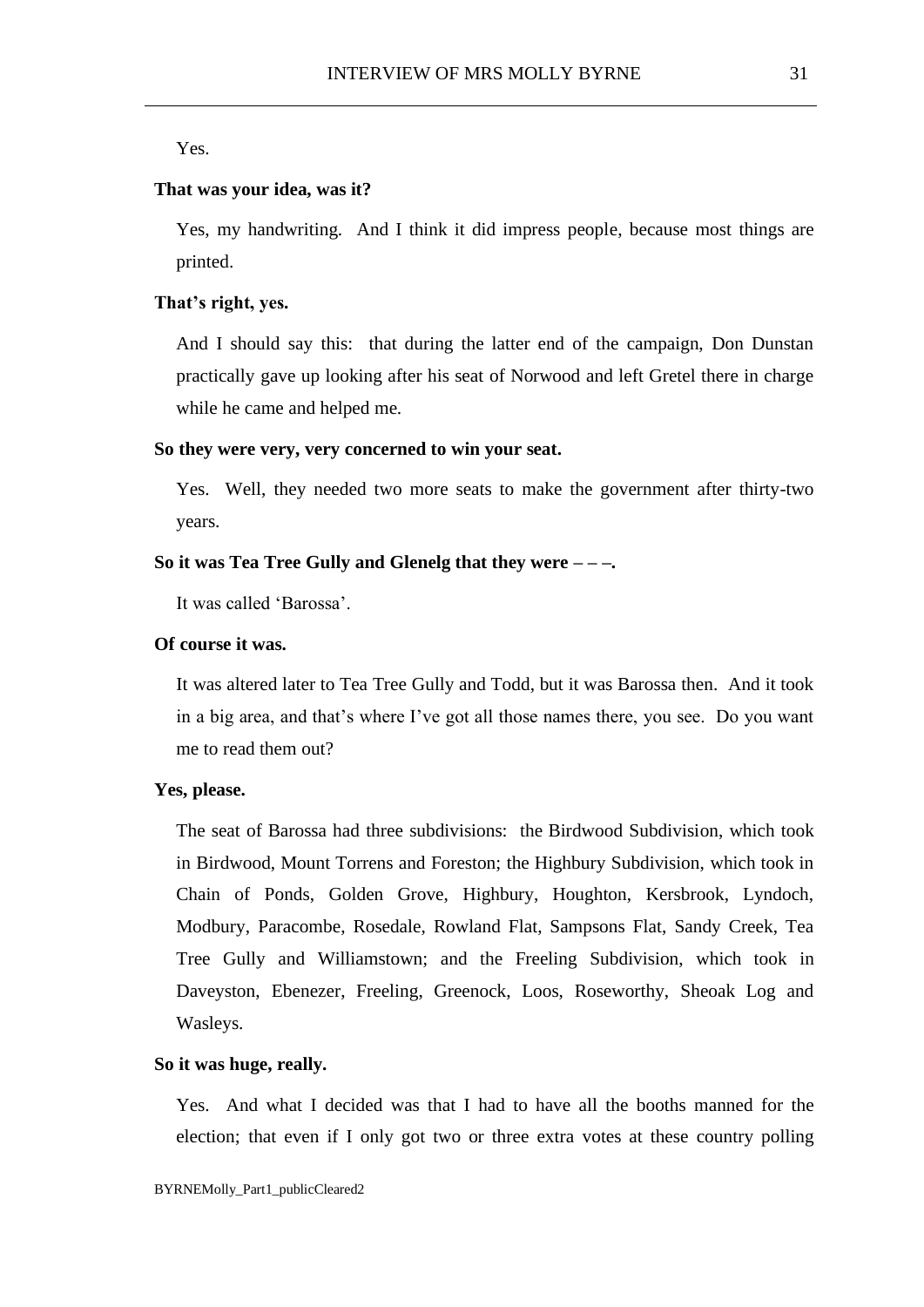Yes.

**That was your idea, was it?**

Yes, my handwriting. And I think it did impress people, because most things are printed.

**That's right, yes.**

And I should say this: that during the latter end of the campaign, Don Dunstan practically gave up looking after his seat of Norwood and left Gretel there in charge while he came and helped me.

**So they were very, very concerned to win your seat.**

Yes. Well, they needed two more seats to make the government after thirty-two years.

**So it was Tea Tree Gully and Glenelg that they were – – –.**

It was called 'Barossa'.

**Of course it was.**

It was altered later to Tea Tree Gully and Todd, but it was Barossa then. And it took in a big area, and that's where I've got all those names there, you see. Do you want me to read them out?

**Yes, please.**

The seat of Barossa had three subdivisions: the Birdwood Subdivision, which took in Birdwood, Mount Torrens and Foreston; the Highbury Subdivision, which took in Chain of Ponds, Golden Grove, Highbury, Houghton, Kersbrook, Lyndoch, Modbury, Paracombe, Rosedale, Rowland Flat, Sampsons Flat, Sandy Creek, Tea Tree Gully and Williamstown; and the Freeling Subdivision, which took in Daveyston, Ebenezer, Freeling, Greenock, Loos, Roseworthy, Sheoak Log and Wasleys.

**So it was huge, really.**

Yes. And what I decided was that I had to have all the booths manned for the election; that even if I only got two or three extra votes at these country polling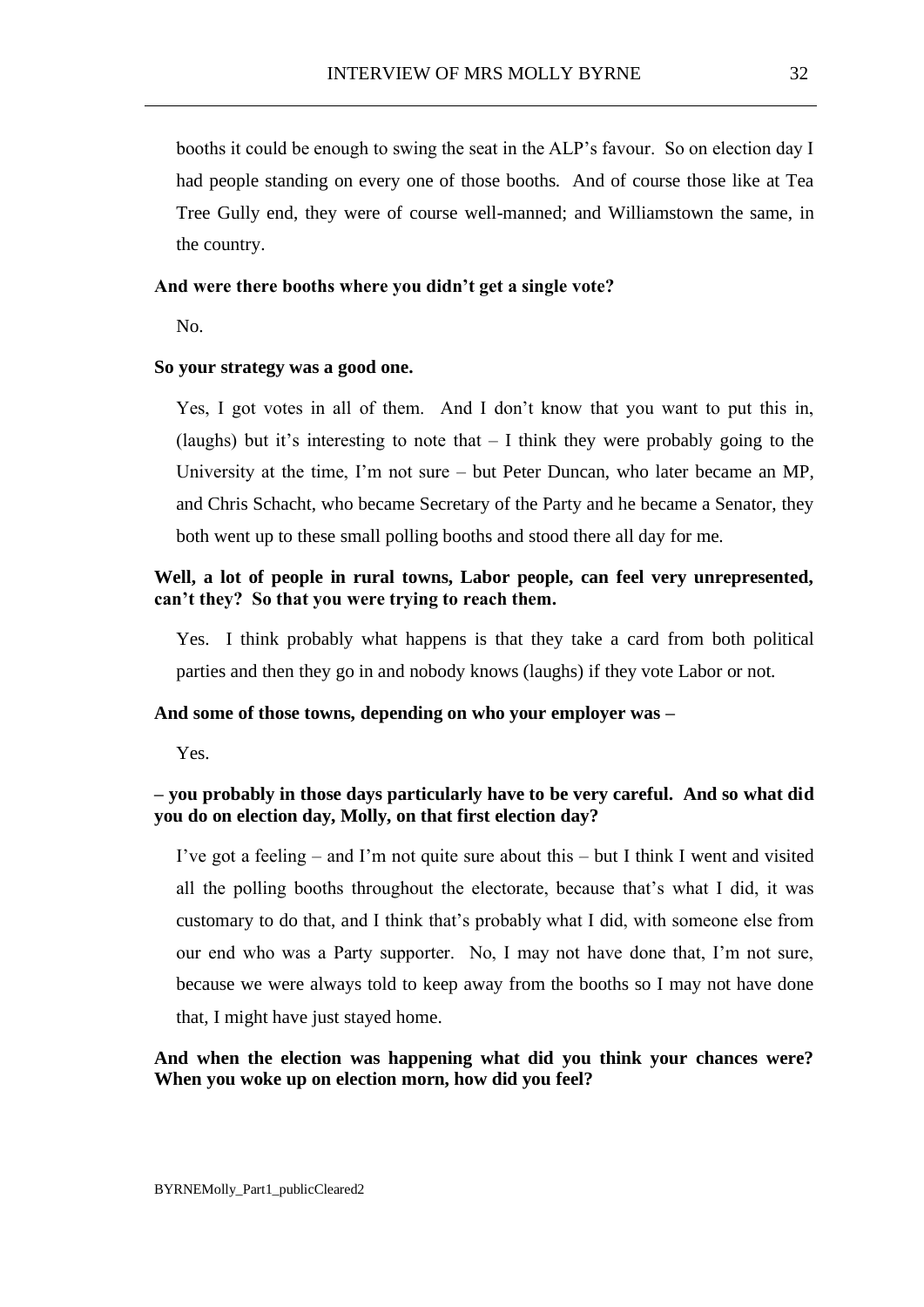booths it could be enough to swing the seat in the ALP's favour. So on election day I had people standing on every one of those booths. And of course those like at Tea Tree Gully end, they were of course well-manned; and Williamstown the same, in the country.

**And were there booths where you didn't get a single vote?**

No.

**So your strategy was a good one.**

Yes, I got votes in all of them. And I don't know that you want to put this in, (laughs) but it's interesting to note that – I think they were probably going to the University at the time, I'm not sure – but Peter Duncan, who later became an MP, and Chris Schacht, who became Secretary of the Party and he became a Senator, they both went up to these small polling booths and stood there all day for me.

**Well, a lot of people in rural towns, Labor people, can feel very unrepresented, can't they? So that you were trying to reach them.**

Yes. I think probably what happens is that they take a card from both political parties and then they go in and nobody knows (laughs) if they vote Labor or not.

**And some of those towns, depending on who your employer was –**

Yes.

**– you probably in those days particularly have to be very careful. And so what did you do on election day, Molly, on that first election day?**

I've got a feeling – and I'm not quite sure about this – but I think I went and visited all the polling booths throughout the electorate, because that's what I did, it was customary to do that, and I think that's probably what I did, with someone else from our end who was a Party supporter. No, I may not have done that, I'm not sure, because we were always told to keep away from the booths so I may not have done that, I might have just stayed home.

**And when the election was happening what did you think your chances were? When you woke up on election morn, how did you feel?**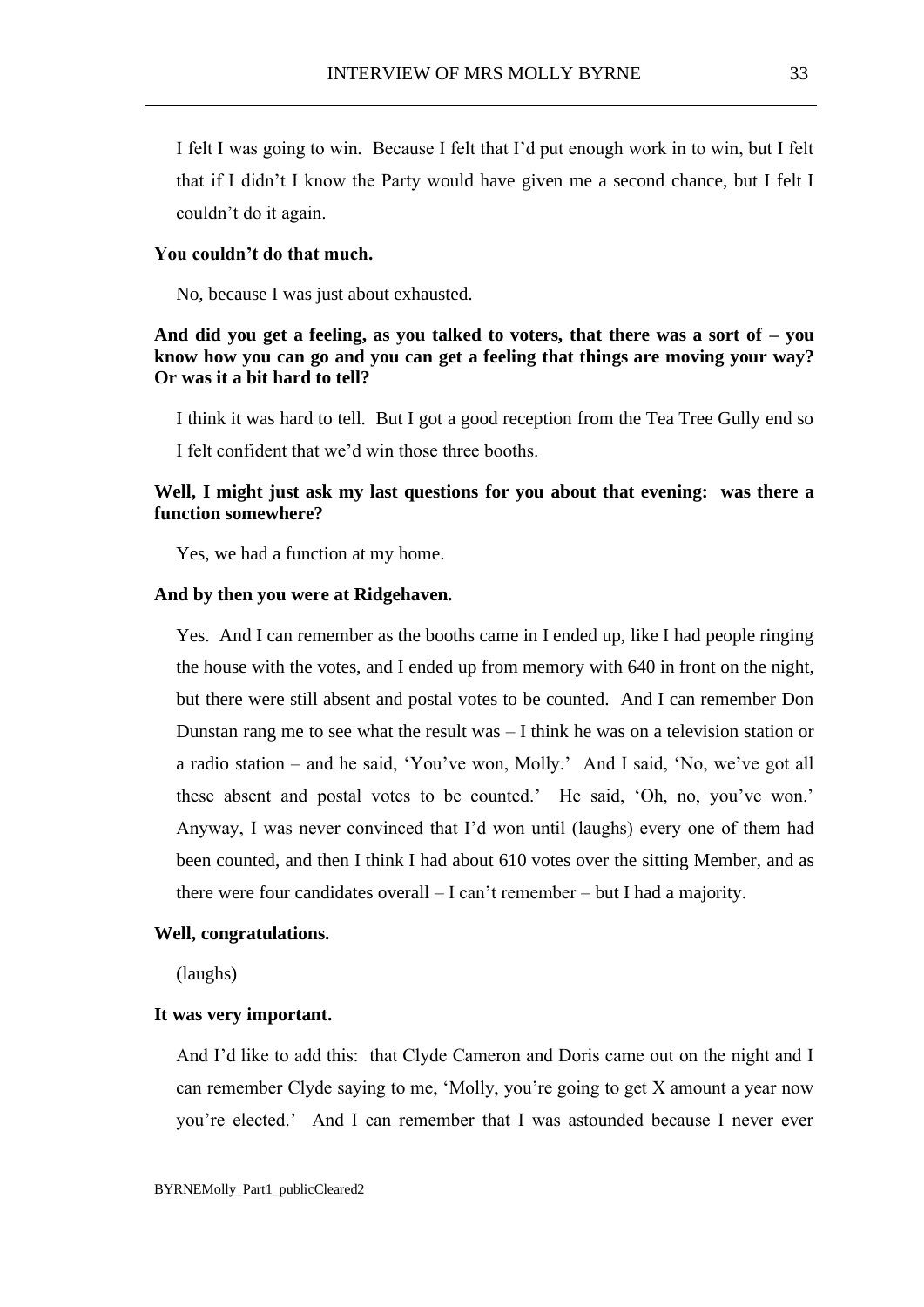I felt I was going to win. Because I felt that I'd put enough work in to win, but I felt that if I didn't I know the Party would have given me a second chance, but I felt I couldn't do it again.

**You couldn't do that much.**

No, because I was just about exhausted.

**And did you get a feeling, as you talked to voters, that there was a sort of – you know how you can go and you can get a feeling that things are moving your way? Or was it a bit hard to tell?**

I think it was hard to tell. But I got a good reception from the Tea Tree Gully end so I felt confident that we'd win those three booths.

**Well, I might just ask my last questions for you about that evening: was there a function somewhere?**

Yes, we had a function at my home.

**And by then you were at Ridgehaven.**

Yes. And I can remember as the booths came in I ended up, like I had people ringing the house with the votes, and I ended up from memory with 640 in front on the night, but there were still absent and postal votes to be counted. And I can remember Don Dunstan rang me to see what the result was – I think he was on a television station or a radio station – and he said, 'You've won, Molly.' And I said, 'No, we've got all these absent and postal votes to be counted.' He said, 'Oh, no, you've won.' Anyway, I was never convinced that I'd won until (laughs) every one of them had been counted, and then I think I had about 610 votes over the sitting Member, and as there were four candidates overall – I can't remember – but I had a majority.

**Well, congratulations.**

(laughs)

**It was very important.**

And I'd like to add this: that Clyde Cameron and Doris came out on the night and I can remember Clyde saying to me, 'Molly, you're going to get X amount a year now you're elected.' And I can remember that I was astounded because I never ever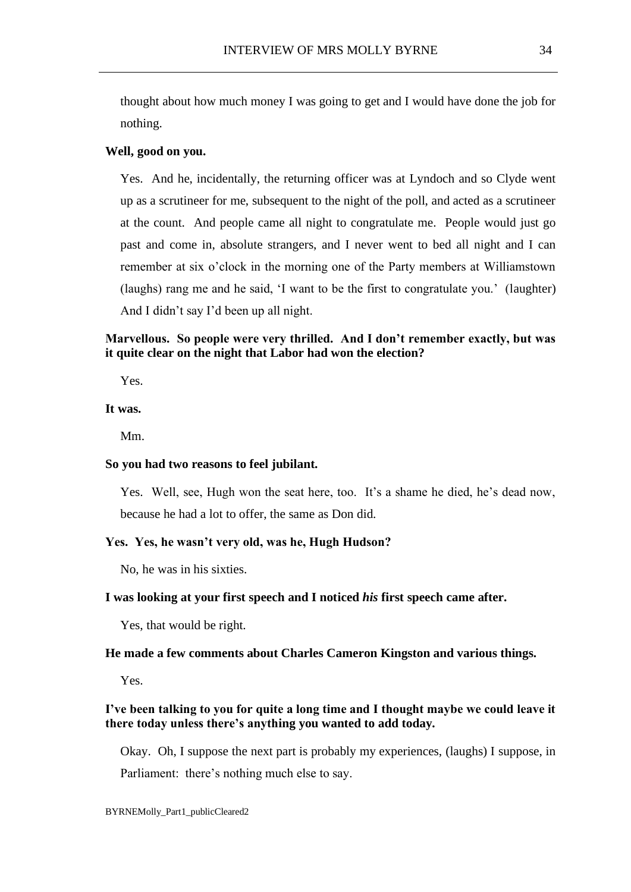thought about how much money I was going to get and I would have done the job for nothing.

**Well, good on you.**

Yes. And he, incidentally, the returning officer was at Lyndoch and so Clyde went up as a scrutineer for me, subsequent to the night of the poll, and acted as a scrutineer at the count. And people came all night to congratulate me. People would just go past and come in, absolute strangers, and I never went to bed all night and I can remember at six o'clock in the morning one of the Party members at Williamstown (laughs) rang me and he said, 'I want to be the first to congratulate you.' (laughter) And I didn't say I'd been up all night.

**Marvellous. So people were very thrilled. And I don't remember exactly, but was it quite clear on the night that Labor had won the election?**

Yes.

**It was.**

Mm.

**So you had two reasons to feel jubilant.**

Yes. Well, see, Hugh won the seat here, too. It's a shame he died, he's dead now, because he had a lot to offer, the same as Don did.

**Yes. Yes, he wasn't very old, was he, Hugh Hudson?**

No, he was in his sixties.

**I was looking at your first speech and I noticed *his* first speech came after.**

Yes, that would be right.

**He made a few comments about Charles Cameron Kingston and various things.**

Yes.

**I've been talking to you for quite a long time and I thought maybe we could leave it there today unless there's anything you wanted to add today.**

Okay. Oh, I suppose the next part is probably my experiences, (laughs) I suppose, in Parliament: there's nothing much else to say.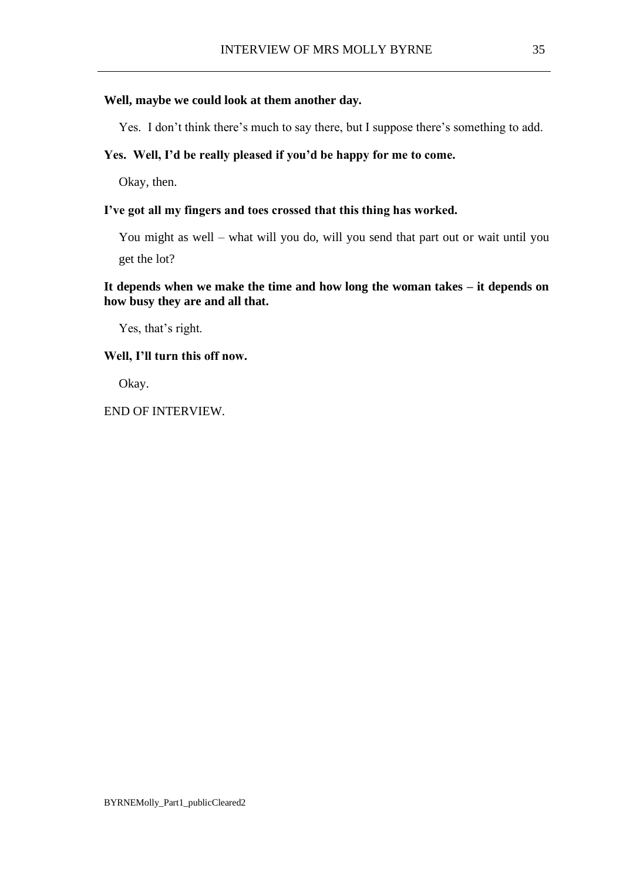**Well, maybe we could look at them another day.**

Yes. I don't think there's much to say there, but I suppose there's something to add.

**Yes. Well, I'd be really pleased if you'd be happy for me to come.**

Okay, then.

**I've got all my fingers and toes crossed that this thing has worked.**

You might as well – what will you do, will you send that part out or wait until you get the lot?

**It depends when we make the time and how long the woman takes – it depends on how busy they are and all that.**

Yes, that's right.

**Well, I'll turn this off now.**

Okay.

END OF INTERVIEW.